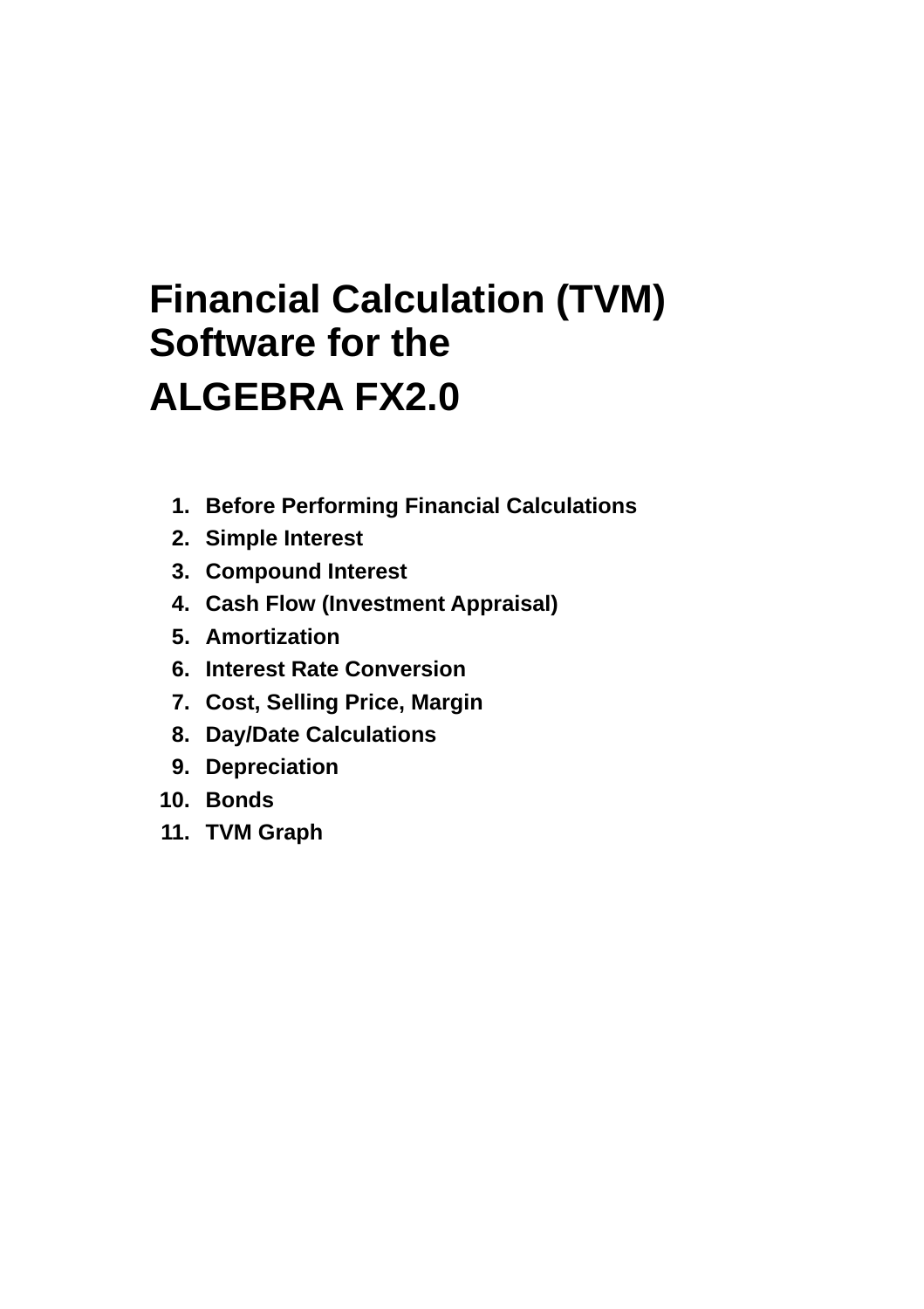# Financial Calculation (TVM) Software for the ALGEBRA FX2.0

1. **Before Performing Financial Calculations**
2. **Simple Interest**
3. **Compound Interest**
4. **Cash Flow (Investment Appraisal)**
5. **Amortization**
6. **Interest Rate Conversion**
7. **Cost, Selling Price, Margin**
8. **Day/Date Calculations**
9. **Depreciation**
10. **Bonds**
11. **TVM Graph**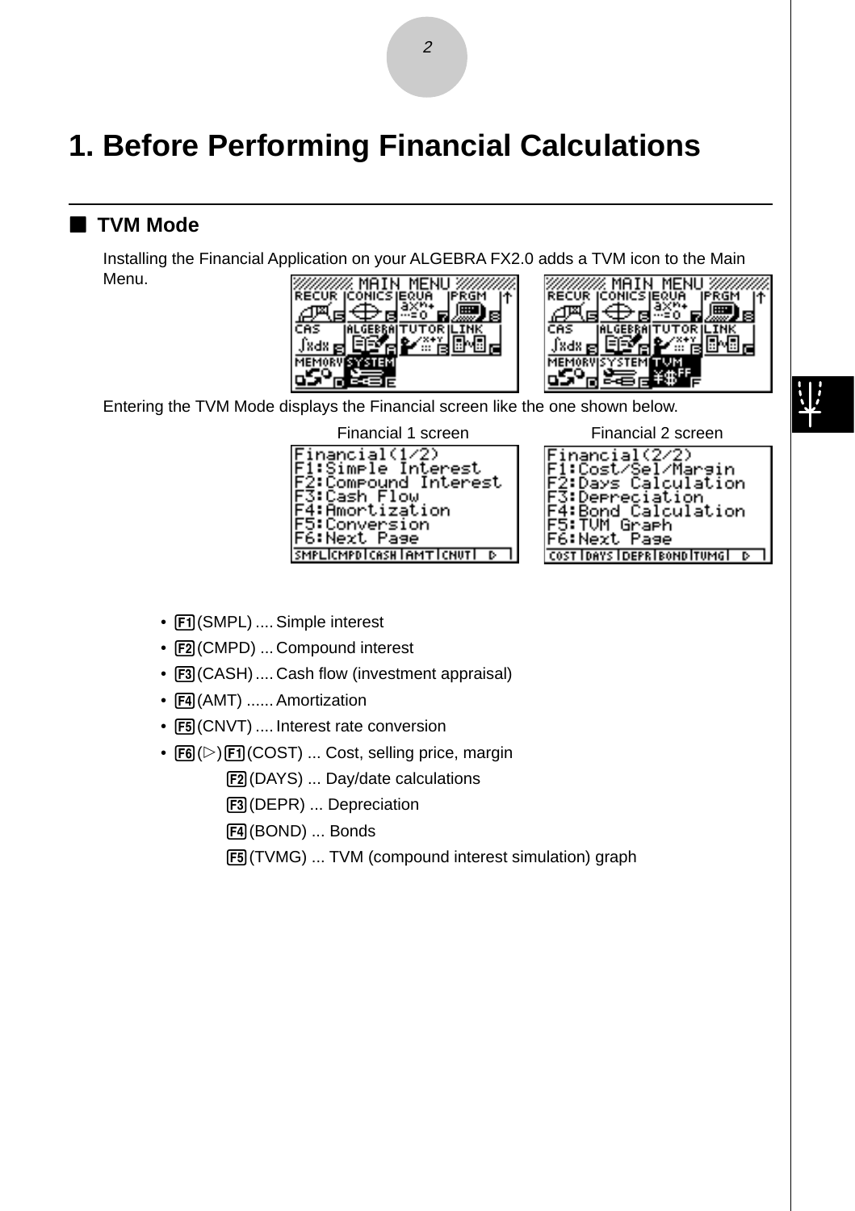# 1. Before Performing Financial Calculations

## ■ TVM Mode

Installing the Financial Application on your ALGEBRA FX2.0 adds a TVM icon to the Main Menu.

Entering the TVM Mode displays the Financial screen like the one shown below.

Financial 1 screen Financial 2 screen

- F1(SMPL) .... Simple interest
- F2(CMPD) ... Compound interest
- F3(CASH) .... Cash flow (investment appraisal)
- F4(AMT) ...... Amortization
- F5(CNVT) .... Interest rate conversion
- F6(▷) F1(COST) ... Cost, selling price, margin

  F2(DAYS) ... Day/date calculations

  F3(DEPR) ... Depreciation

  F4(BOND) ... Bonds

  F5(TVMG) ... TVM (compound interest simulation) graph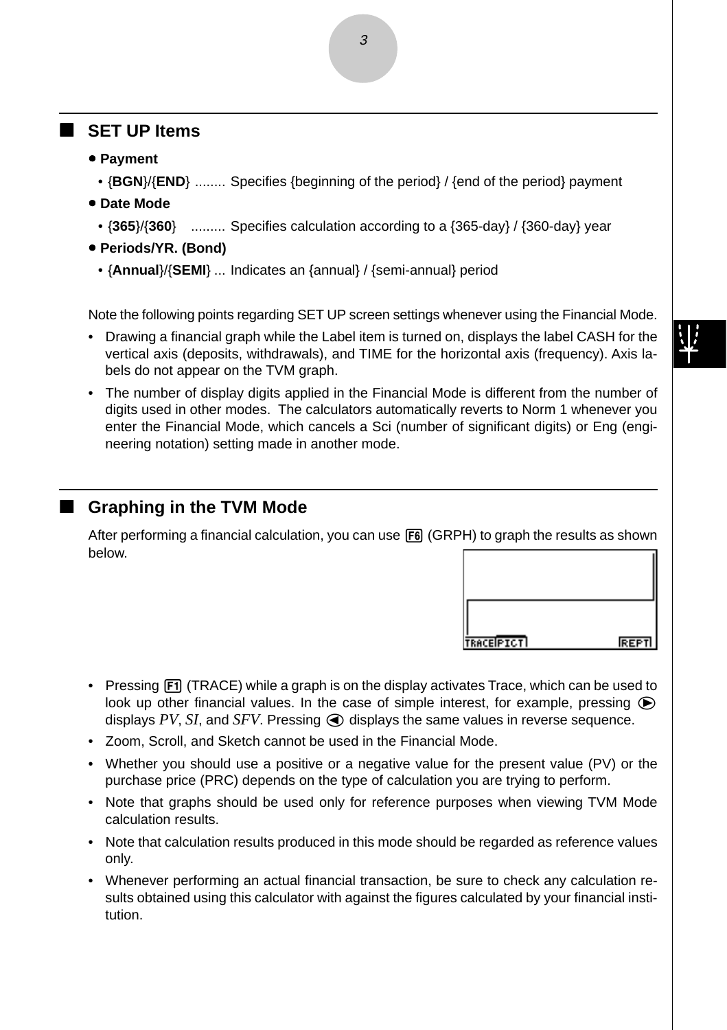## ■ SET UP Items

**• Payment**

- {**BGN**}/{**END**} ........ Specifies {beginning of the period} / {end of the period} payment

**• Date Mode**

- {**365**}/{**360**} ......... Specifies calculation according to a {365-day} / {360-day} year

**• Periods/YR. (Bond)**

- {**Annual**}/{**SEMI**} ... Indicates an {annual} / {semi-annual} period

Note the following points regarding SET UP screen settings whenever using the Financial Mode.

- Drawing a financial graph while the Label item is turned on, displays the label CASH for the vertical axis (deposits, withdrawals), and TIME for the horizontal axis (frequency). Axis labels do not appear on the TVM graph.
- The number of display digits applied in the Financial Mode is different from the number of digits used in other modes. The calculators automatically reverts to Norm 1 whenever you enter the Financial Mode, which cancels a Sci (number of significant digits) or Eng (engineering notation) setting made in another mode.

## ■ Graphing in the TVM Mode

After performing a financial calculation, you can use F6 (GRPH) to graph the results as shown below.

- Pressing F1 (TRACE) while a graph is on the display activates Trace, which can be used to look up other financial values. In the case of simple interest, for example, pressing ▶ displays *PV*, *SI*, and *SFV*. Pressing ◀ displays the same values in reverse sequence.
- Zoom, Scroll, and Sketch cannot be used in the Financial Mode.
- Whether you should use a positive or a negative value for the present value (PV) or the purchase price (PRC) depends on the type of calculation you are trying to perform.
- Note that graphs should be used only for reference purposes when viewing TVM Mode calculation results.
- Note that calculation results produced in this mode should be regarded as reference values only.
- Whenever performing an actual financial transaction, be sure to check any calculation results obtained using this calculator with against the figures calculated by your financial institution.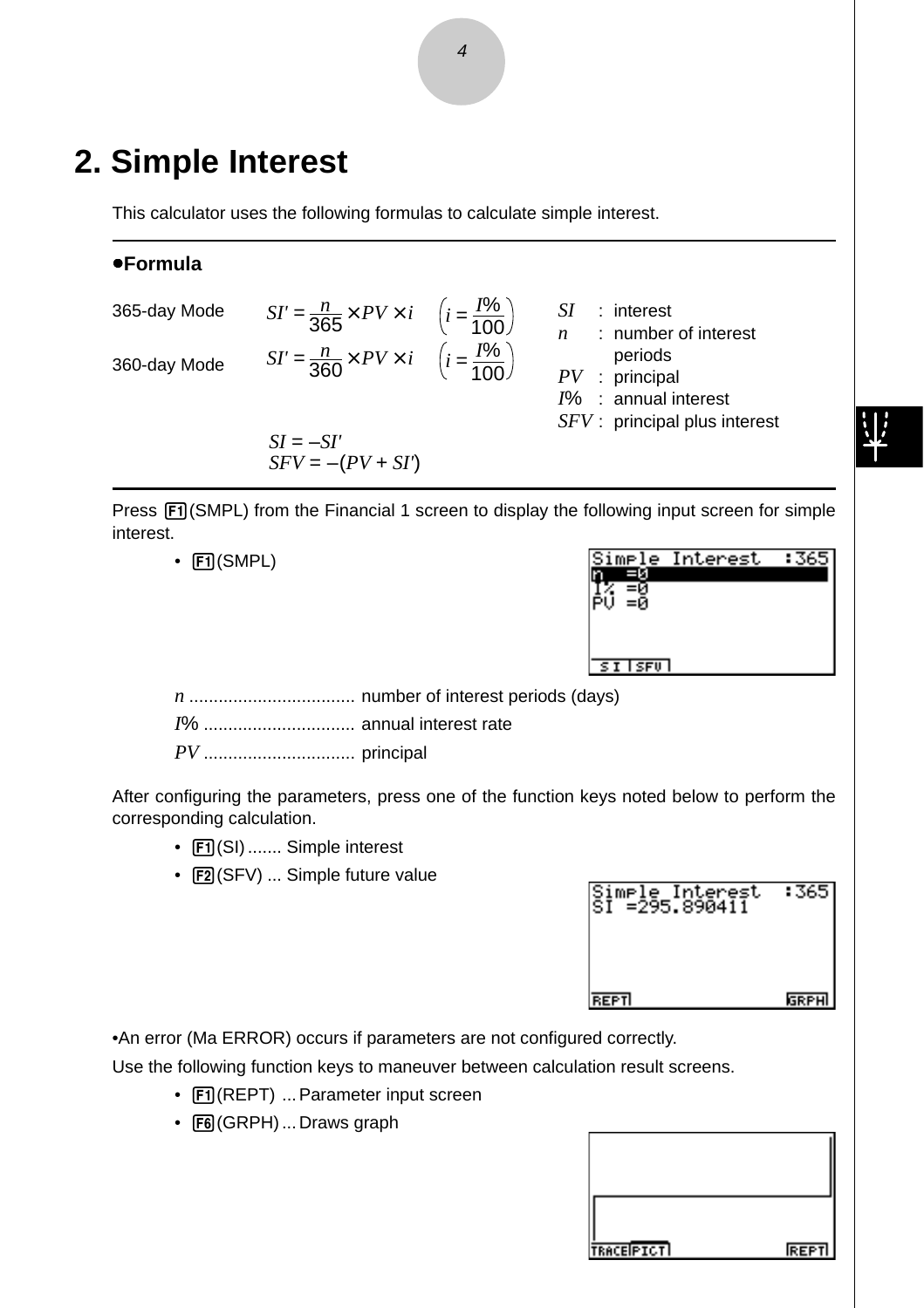# 2. Simple Interest

This calculator uses the following formulas to calculate simple interest.

**•Formula**

365-day Mode $SI' = \frac{n}{365} \times PV \times i \quad \left( i = \frac{I\%}{100} \right)$

360-day Mode $SI' = \frac{n}{360} \times PV \times i \quad \left( i = \frac{I\%}{100} \right)$

$SI = -SI'$

$SFV = -(PV + SI')$

$SI$ : interest

$n$ : number of interest periods

$PV$ : principal

$I\%$ : annual interest

$SFV$ : principal plus interest

Press F1(SMPL) from the Financial 1 screen to display the following input screen for simple interest.

- F1(SMPL)

$n$ .................................. number of interest periods (days)

$I\%$ ............................... annual interest rate

$PV$ ............................... principal

After configuring the parameters, press one of the function keys noted below to perform the corresponding calculation.

- F1(SI) ....... Simple interest
- F2(SFV) ... Simple future value

•An error (Ma ERROR) occurs if parameters are not configured correctly.

Use the following function keys to maneuver between calculation result screens.

- F1(REPT) ... Parameter input screen
- F6(GRPH) ... Draws graph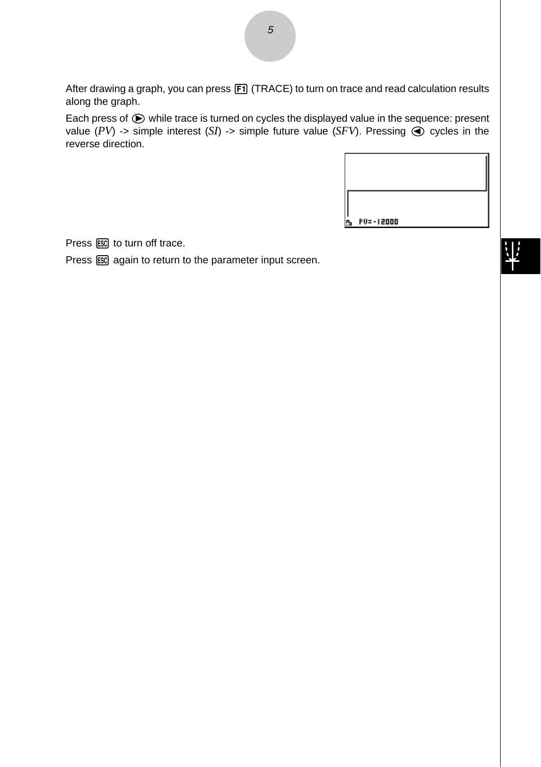After drawing a graph, you can press F1 (TRACE) to turn on trace and read calculation results along the graph.

Each press of ▶ while trace is turned on cycles the displayed value in the sequence: present value (*PV*) -> simple interest (*SI*) -> simple future value (*SFV*). Pressing ◀ cycles in the reverse direction.

Press ESC to turn off trace.

Press ESC again to return to the parameter input screen.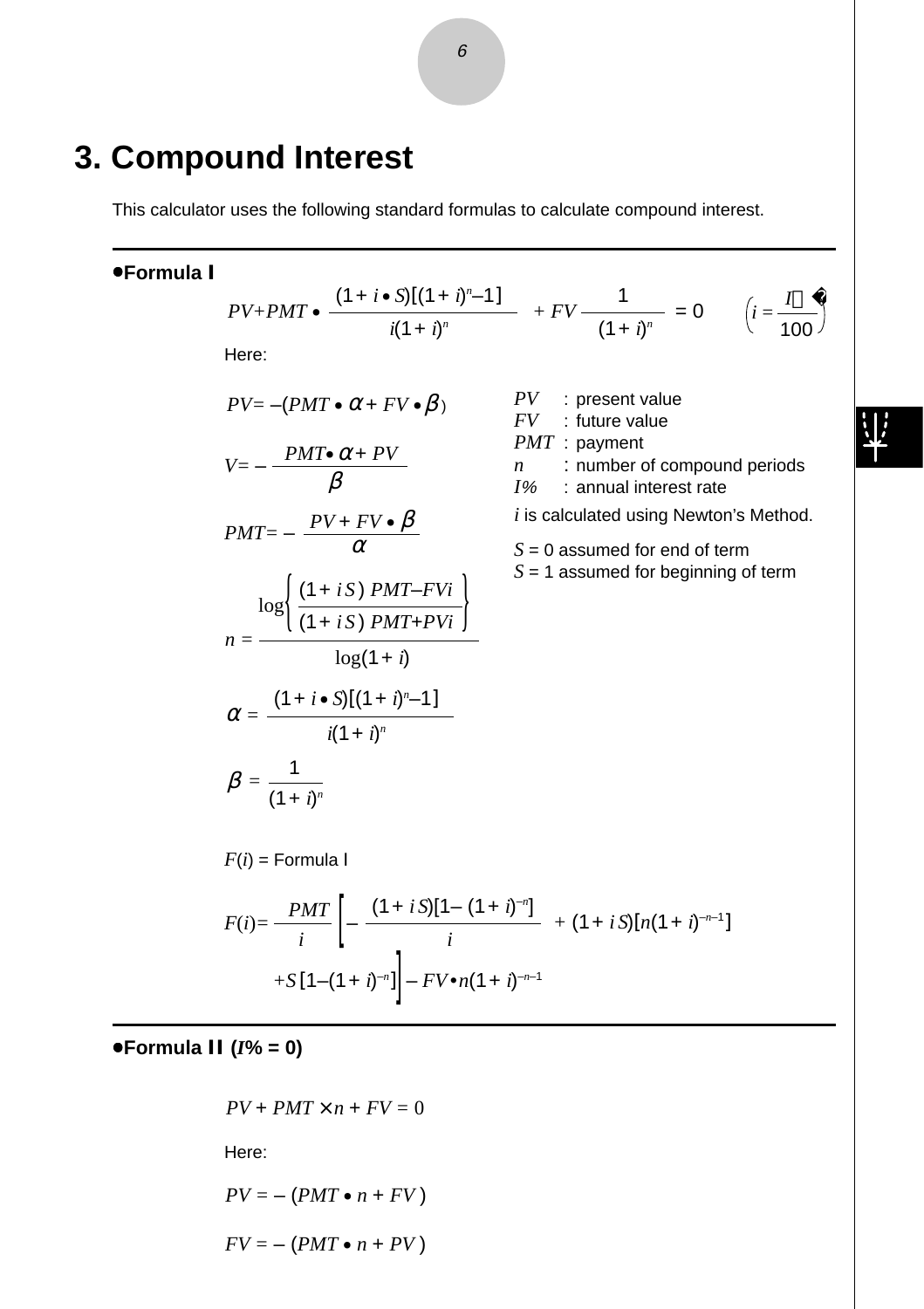# 3. Compound Interest

This calculator uses the following standard formulas to calculate compound interest.

---

**•Formula I**

$$PV+PMT \bullet \frac{(1+i \bullet S)[(1+i)^n-1]}{i(1+i)^n} + FV \frac{1}{(1+i)^n} = 0 \qquad \left(i = \frac{I\%}{100}\right)$$

Here:

$$PV = -(PMT \bullet \alpha + FV \bullet \beta)$$

$$FV = -\frac{PMT \bullet \alpha + PV}{\beta}$$

$$PMT = -\frac{PV + FV \bullet \beta}{\alpha}$$

$$n = \frac{\log\left\{\dfrac{(1+iS)\,PMT - FVi}{(1+iS)\,PMT + PVi}\right\}}{\log(1+i)}$$

$$\alpha = \frac{(1+i \bullet S)[(1+i)^n-1]}{i(1+i)^n}$$

$$\beta = \frac{1}{(1+i)^n}$$

$PV$ : present value
$FV$ : future value
$PMT$ : payment
$n$ : number of compound periods
$I\%$ : annual interest rate

$i$ is calculated using Newton's Method.

$S$ = 0 assumed for end of term
$S$ = 1 assumed for beginning of term

$F(i)$ = Formula I

$$F(i) = \frac{PMT}{i}\left[-\frac{(1+iS)[1-(1+i)^{-n}]}{i} + (1+iS)[n(1+i)^{-n-1}] + S[1-(1+i)^{-n}]\right] - FV \bullet n(1+i)^{-n-1}$$

---

**•Formula II ($I\%$ = 0)**

$$PV + PMT \times n + FV = 0$$

Here:

$$PV = -(PMT \bullet n + FV)$$

$$FV = -(PMT \bullet n + PV)$$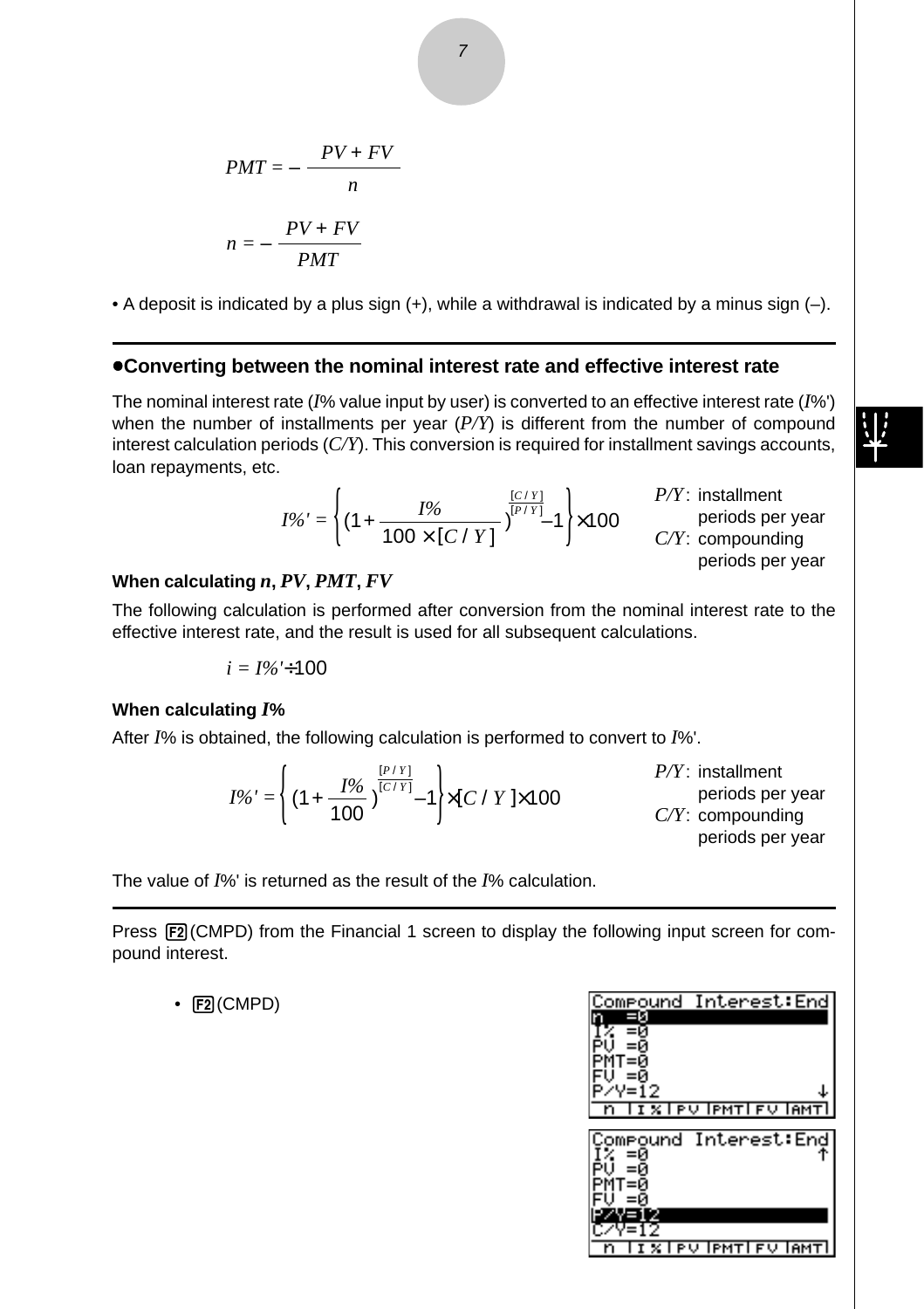$$PMT = -\frac{PV + FV}{n}$$

$$n = -\frac{PV + FV}{PMT}$$

• A deposit is indicated by a plus sign (+), while a withdrawal is indicated by a minus sign (–).

### •Converting between the nominal interest rate and effective interest rate

The nominal interest rate ($I$% value input by user) is converted to an effective interest rate ($I$%') when the number of installments per year ($P/Y$) is different from the number of compound interest calculation periods ($C/Y$). This conversion is required for installment savings accounts, loan repayments, etc.

$$I\%' = \left\{ (1 + \frac{I\%}{100 \times [C/Y]})^{\frac{[C/Y]}{[P/Y]}} - 1 \right\} \times 100$$

$P/Y$: installment periods per year
$C/Y$: compounding periods per year

**When calculating $n$, $PV$, $PMT$, $FV$**

The following calculation is performed after conversion from the nominal interest rate to the effective interest rate, and the result is used for all subsequent calculations.

$$i = I\%' \div 100$$

**When calculating $I$%**

After $I$% is obtained, the following calculation is performed to convert to $I$%'.

$$I\%' = \left\{ (1 + \frac{I\%}{100})^{\frac{[P/Y]}{[C/Y]}} - 1 \right\} \times [C/Y] \times 100$$

$P/Y$: installment periods per year
$C/Y$: compounding periods per year

The value of $I$%' is returned as the result of the $I$% calculation.

Press F2 (CMPD) from the Financial 1 screen to display the following input screen for compound interest.

- F2 (CMPD)

```
Compound Interest:End
n  =0
I% =0
PV =0
PMT=0
FV =0
P/Y=12
 n | I% | PV |PMT| FV |AMT
```

```
Compound Interest:End
I% =0
PV =0
PMT=0
FV =0
P/Y=12
C/Y=12
 n | I% | PV |PMT| FV |AMT
```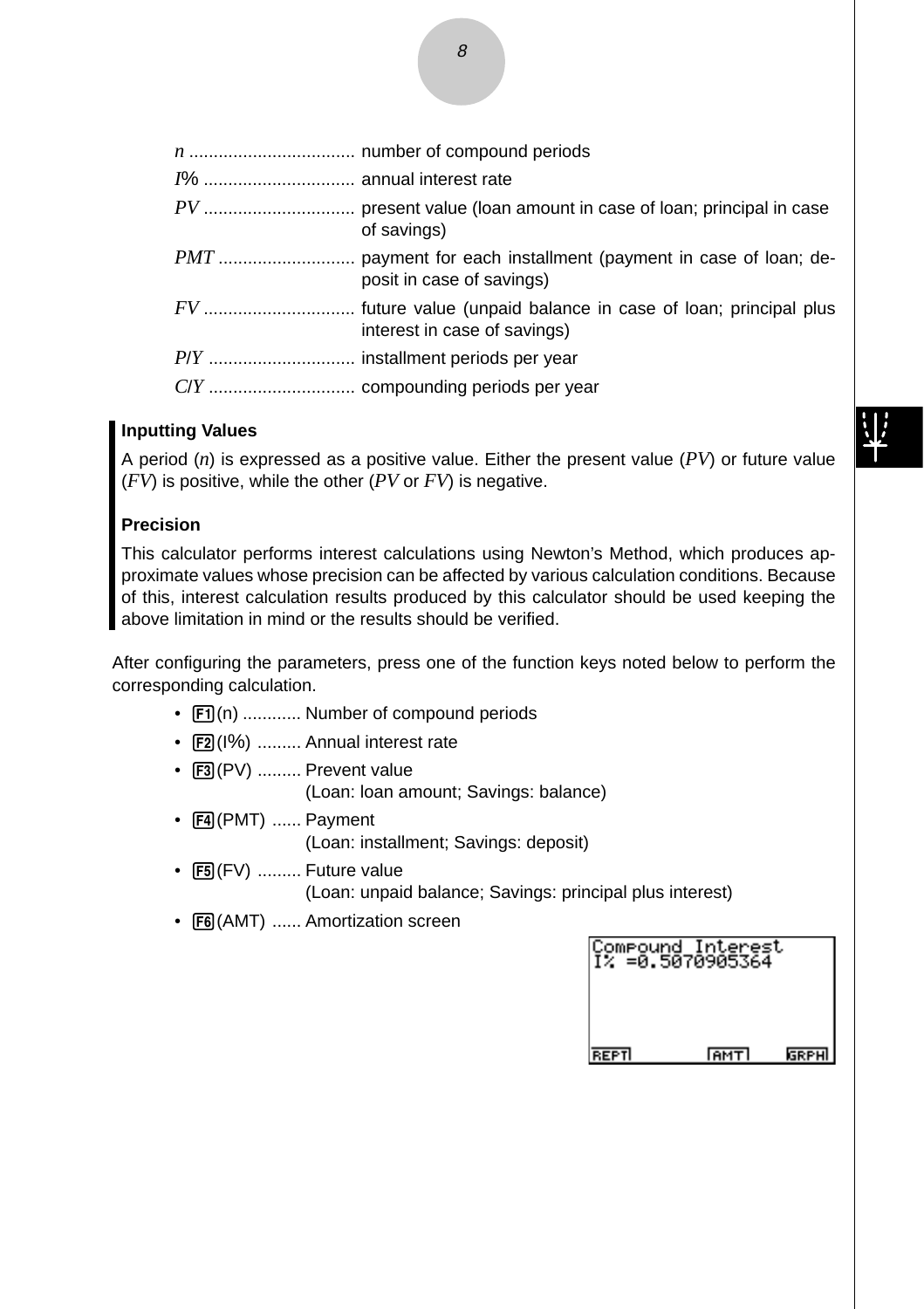*n* .................................. number of compound periods

*I*% ............................... annual interest rate

*PV* ............................... present value (loan amount in case of loan; principal in case of savings)

*PMT* ............................ payment for each installment (payment in case of loan; deposit in case of savings)

*FV* ............................... future value (unpaid balance in case of loan; principal plus interest in case of savings)

*P*/*Y* .............................. installment periods per year

*C*/*Y* .............................. compounding periods per year

**Inputting Values**

A period (*n*) is expressed as a positive value. Either the present value (*PV*) or future value (*FV*) is positive, while the other (*PV* or *FV*) is negative.

**Precision**

This calculator performs interest calculations using Newton's Method, which produces approximate values whose precision can be affected by various calculation conditions. Because of this, interest calculation results produced by this calculator should be used keeping the above limitation in mind or the results should be verified.

After configuring the parameters, press one of the function keys noted below to perform the corresponding calculation.

- F1(n) ............ Number of compound periods
- F2(I%) ......... Annual interest rate
- F3(PV) ......... Prevent value
  (Loan: loan amount; Savings: balance)
- F4(PMT) ...... Payment
  (Loan: installment; Savings: deposit)
- F5(FV) ......... Future value
  (Loan: unpaid balance; Savings: principal plus interest)
- F6(AMT) ...... Amortization screen

```
Compound Interest
I% =0.5070905364

REPT        AMT     GRPH
```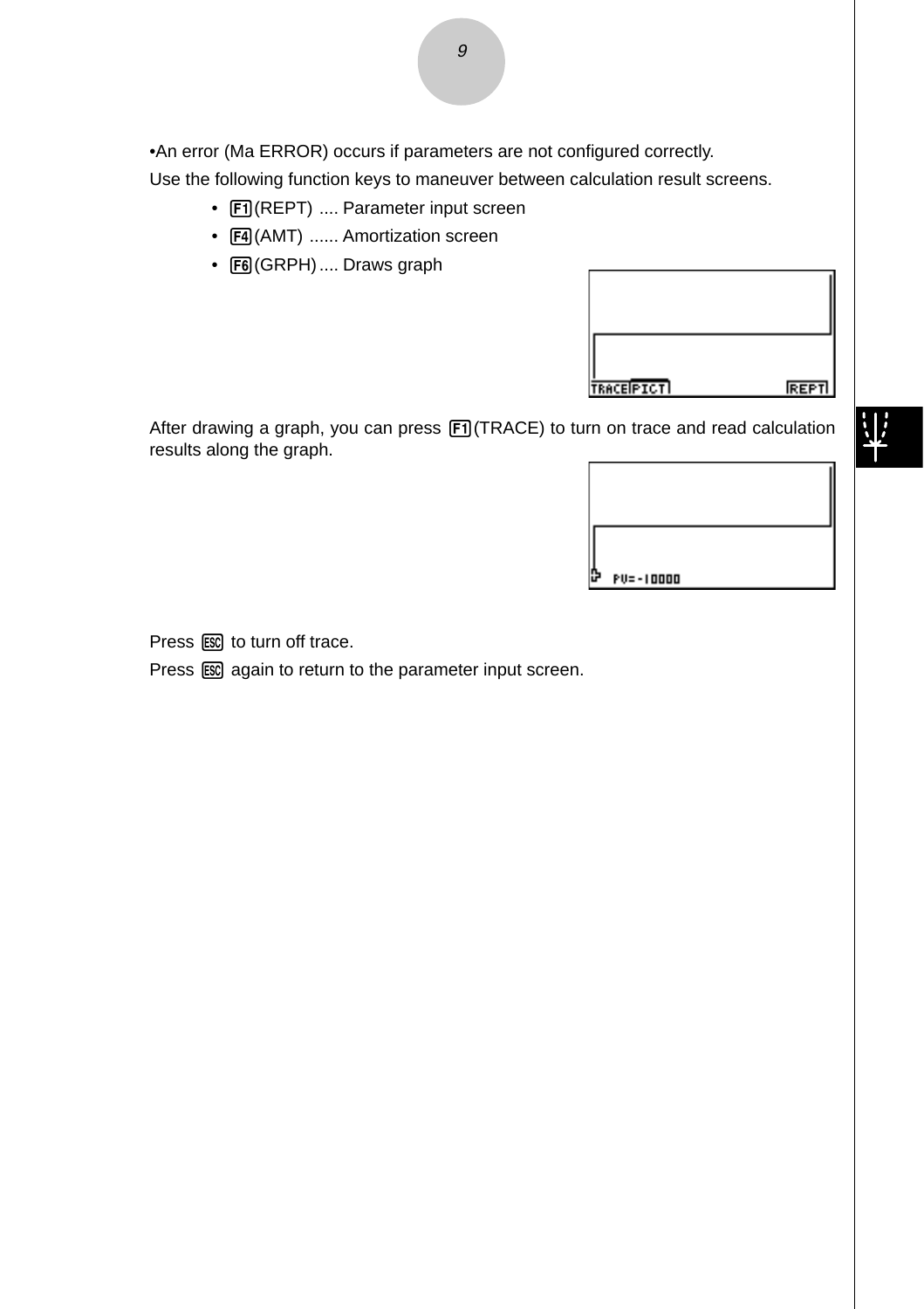•An error (Ma ERROR) occurs if parameters are not configured correctly.

Use the following function keys to maneuver between calculation result screens.

- F1(REPT) .... Parameter input screen
- F4(AMT) ...... Amortization screen
- F6(GRPH) .... Draws graph

After drawing a graph, you can press F1(TRACE) to turn on trace and read calculation results along the graph.

Press ESC to turn off trace.

Press ESC again to return to the parameter input screen.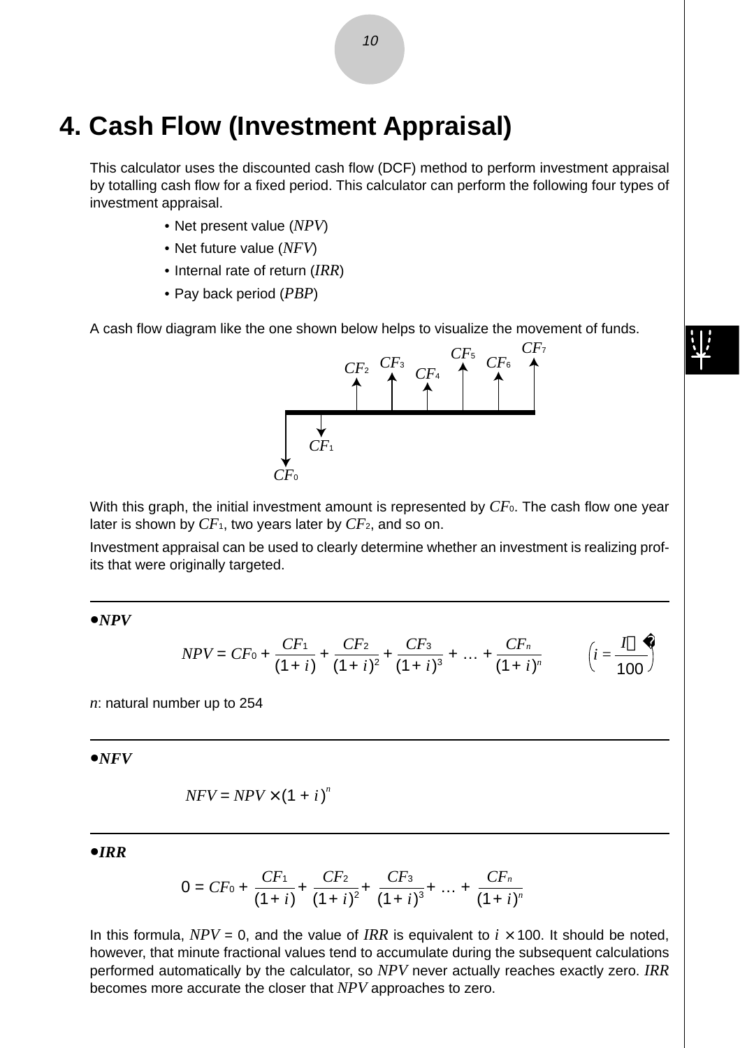# 4. Cash Flow (Investment Appraisal)

This calculator uses the discounted cash flow (DCF) method to perform investment appraisal by totalling cash flow for a fixed period. This calculator can perform the following four types of investment appraisal.

- Net present value (*NPV*)
- Net future value (*NFV*)
- Internal rate of return (*IRR*)
- Pay back period (*PBP*)

A cash flow diagram like the one shown below helps to visualize the movement of funds.

With this graph, the initial investment amount is represented by $CF_0$. The cash flow one year later is shown by $CF_1$, two years later by $CF_2$, and so on.

Investment appraisal can be used to clearly determine whether an investment is realizing profits that were originally targeted.

---

**•*NPV***

$$NPV = CF_0 + \frac{CF_1}{(1+i)} + \frac{CF_2}{(1+i)^2} + \frac{CF_3}{(1+i)^3} + \dots + \frac{CF_n}{(1+i)^n} \qquad \left(i = \frac{I\%}{100}\right)$$

$n$: natural number up to 254

---

**•*NFV***

$$NFV = NPV \times (1+i)^n$$

---

**•*IRR***

$$0 = CF_0 + \frac{CF_1}{(1+i)} + \frac{CF_2}{(1+i)^2} + \frac{CF_3}{(1+i)^3} + \dots + \frac{CF_n}{(1+i)^n}$$

In this formula, $NPV = 0$, and the value of $IRR$ is equivalent to $i \times 100$. It should be noted, however, that minute fractional values tend to accumulate during the subsequent calculations performed automatically by the calculator, so $NPV$ never actually reaches exactly zero. $IRR$ becomes more accurate the closer that $NPV$ approaches to zero.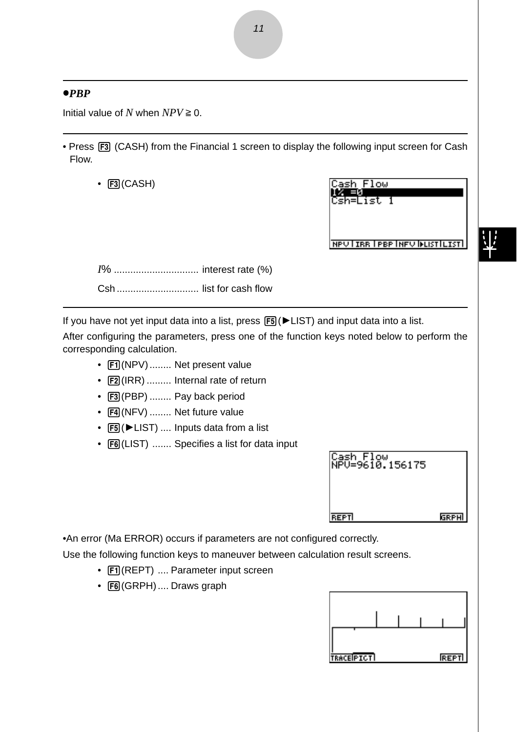**●PBP**

Initial value of $N$ when $NPV \geqq 0$.

---

• Press F3 (CASH) from the Financial 1 screen to display the following input screen for Cash Flow.

- F3 (CASH)

$I$% ............................... interest rate (%)

Csh .............................. list for cash flow

---

If you have not yet input data into a list, press F5 (►LIST) and input data into a list.

After configuring the parameters, press one of the function keys noted below to perform the corresponding calculation.

- F1 (NPV) ........ Net present value
- F2 (IRR) ......... Internal rate of return
- F3 (PBP) ........ Pay back period
- F4 (NFV) ........ Net future value
- F5 (►LIST) .... Inputs data from a list
- F6 (LIST) ....... Specifies a list for data input

•An error (Ma ERROR) occurs if parameters are not configured correctly.

Use the following function keys to maneuver between calculation result screens.

- F1 (REPT) .... Parameter input screen
- F6 (GRPH) .... Draws graph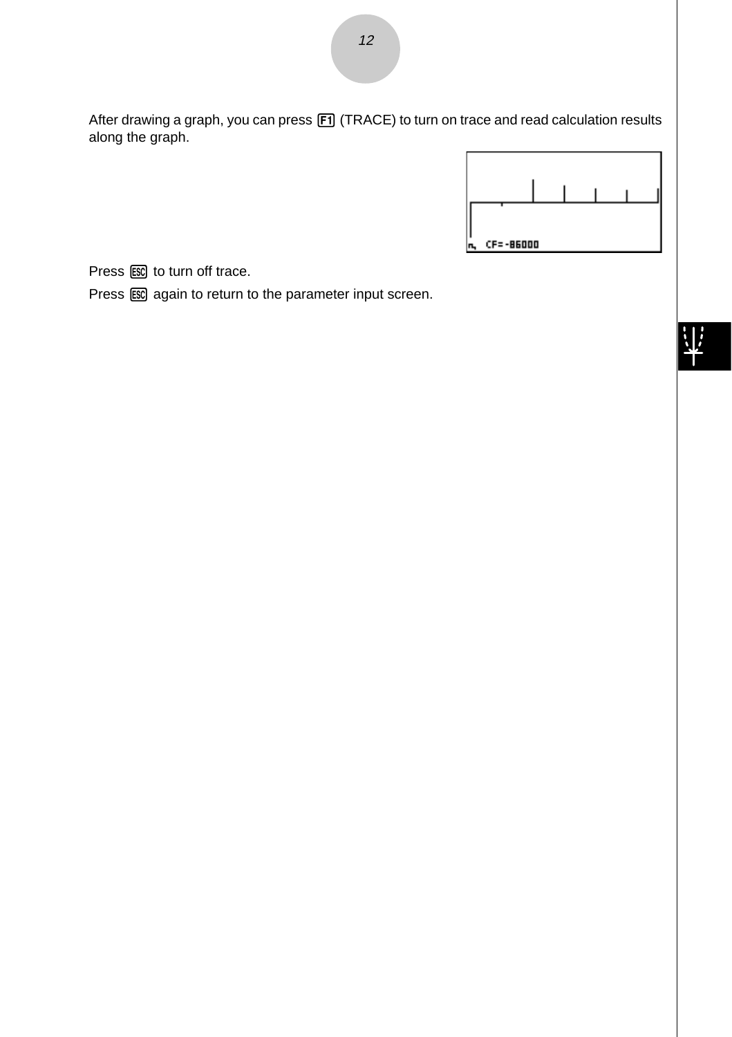After drawing a graph, you can press F1 (TRACE) to turn on trace and read calculation results along the graph.

Press ESC to turn off trace.

Press ESC again to return to the parameter input screen.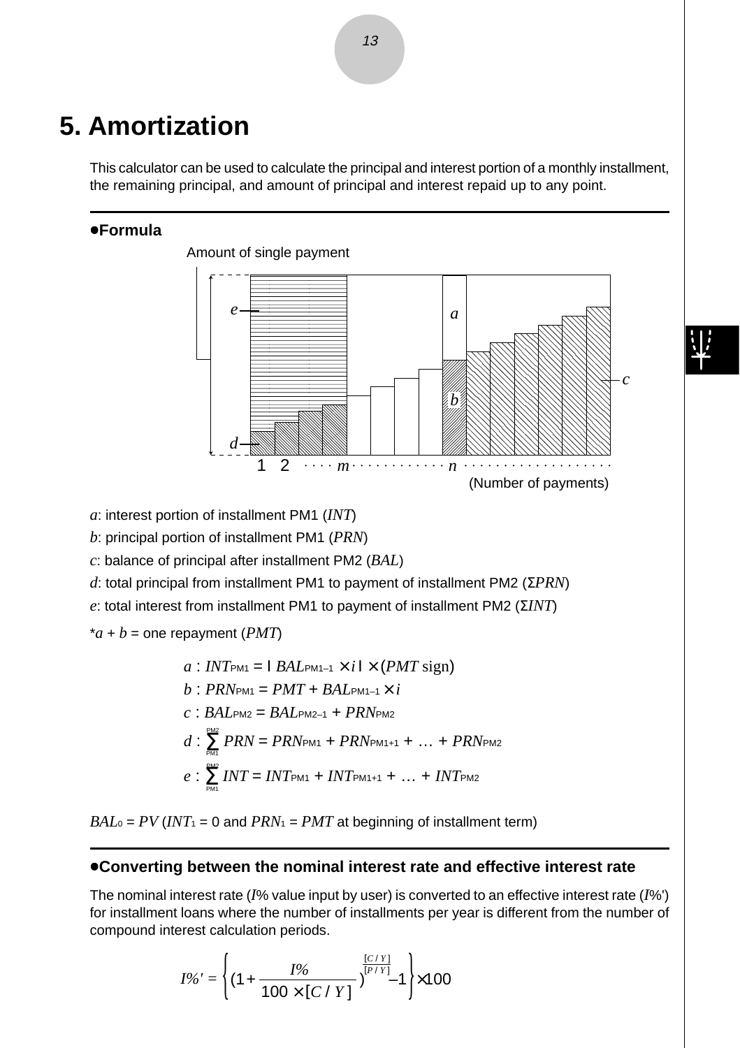# 5. Amortization

This calculator can be used to calculate the principal and interest portion of a monthly installment, the remaining principal, and amount of principal and interest repaid up to any point.

### •Formula

Amount of single payment

(Number of payments)

*a*: interest portion of installment PM1 (*INT*)

*b*: principal portion of installment PM1 (*PRN*)

*c*: balance of principal after installment PM2 (*BAL*)

*d*: total principal from installment PM1 to payment of installment PM2 (Σ*PRN*)

*e*: total interest from installment PM1 to payment of installment PM2 (Σ*INT*)

*$a + b$ = one repayment (*PMT*)

$$a : INT_{PM1} = |\, BAL_{PM1-1} \times i \,| \times (PMT \text{ sign})$$

$$b : PRN_{PM1} = PMT + BAL_{PM1-1} \times i$$

$$c : BAL_{PM2} = BAL_{PM2-1} + PRN_{PM2}$$

$$d : \sum_{PM1}^{PM2} PRN = PRN_{PM1} + PRN_{PM1+1} + \ldots + PRN_{PM2}$$

$$e : \sum_{PM1}^{PM2} INT = INT_{PM1} + INT_{PM1+1} + \ldots + INT_{PM2}$$

$BAL_0 = PV$ ($INT_1 = 0$ and $PRN_1 = PMT$ at beginning of installment term)

### •Converting between the nominal interest rate and effective interest rate

The nominal interest rate (*I*% value input by user) is converted to an effective interest rate (*I*%') for installment loans where the number of installments per year is different from the number of compound interest calculation periods.

$$I\%' = \left\{ \left(1 + \frac{I\%}{100 \times [C/Y]}\right)^{\frac{[C/Y]}{[P/Y]}} - 1 \right\} \times 100$$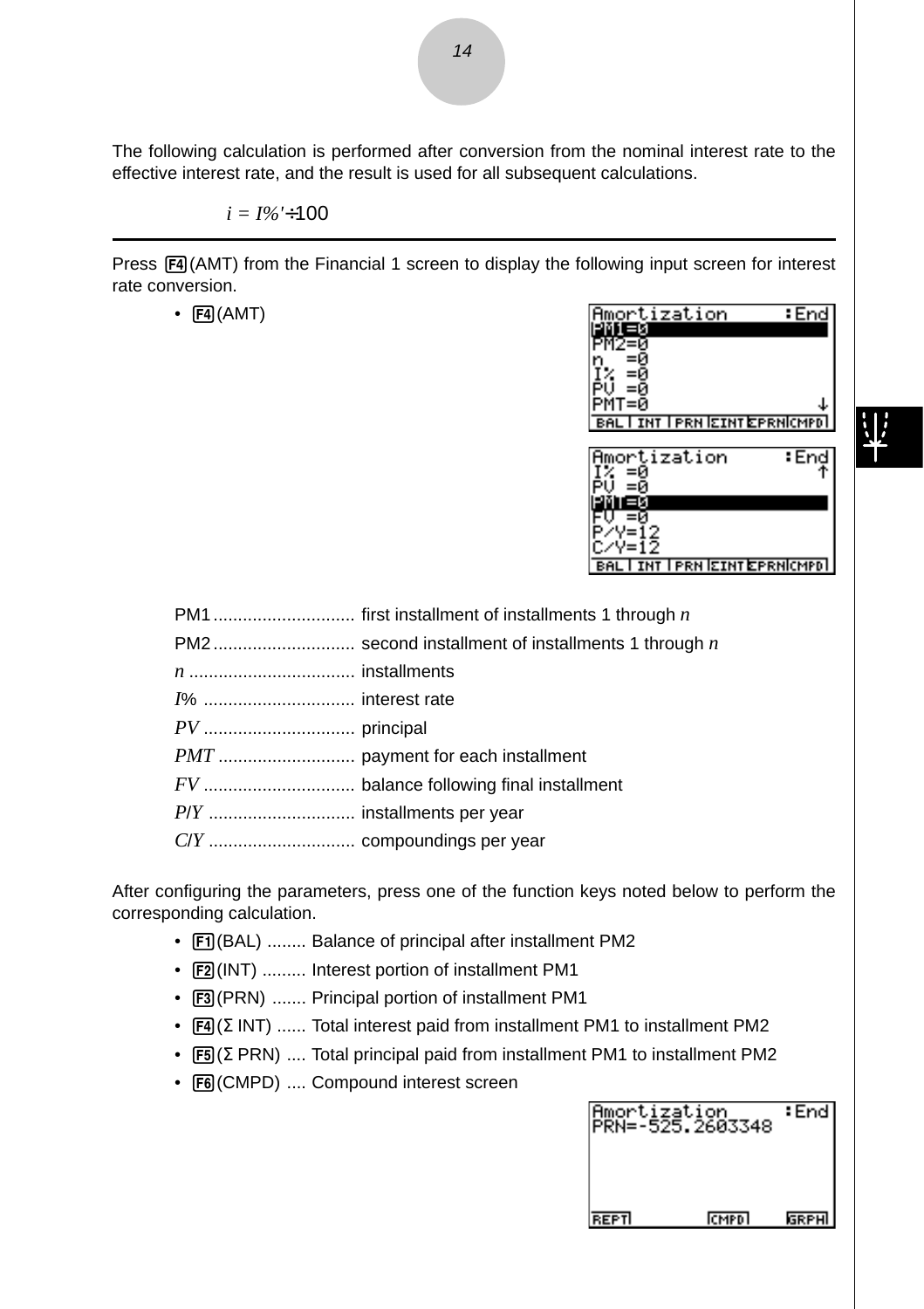The following calculation is performed after conversion from the nominal interest rate to the effective interest rate, and the result is used for all subsequent calculations.

$$i = I\%' \div 100$$

---

Press F4 (AMT) from the Financial 1 screen to display the following input screen for interest rate conversion.

- F4 (AMT)

PM1 ............................ first installment of installments 1 through $n$

PM2 ............................ second installment of installments 1 through $n$

$n$ ................................. installments

$I\%$ .............................. interest rate

$PV$ .............................. principal

$PMT$ ........................... payment for each installment

$FV$ .............................. balance following final installment

$P/Y$ ............................. installments per year

$C/Y$ ............................. compoundings per year

After configuring the parameters, press one of the function keys noted below to perform the corresponding calculation.

- F1 (BAL) ........ Balance of principal after installment PM2
- F2 (INT) ......... Interest portion of installment PM1
- F3 (PRN) ....... Principal portion of installment PM1
- F4 (Σ INT) ...... Total interest paid from installment PM1 to installment PM2
- F5 (Σ PRN) .... Total principal paid from installment PM1 to installment PM2
- F6 (CMPD) .... Compound interest screen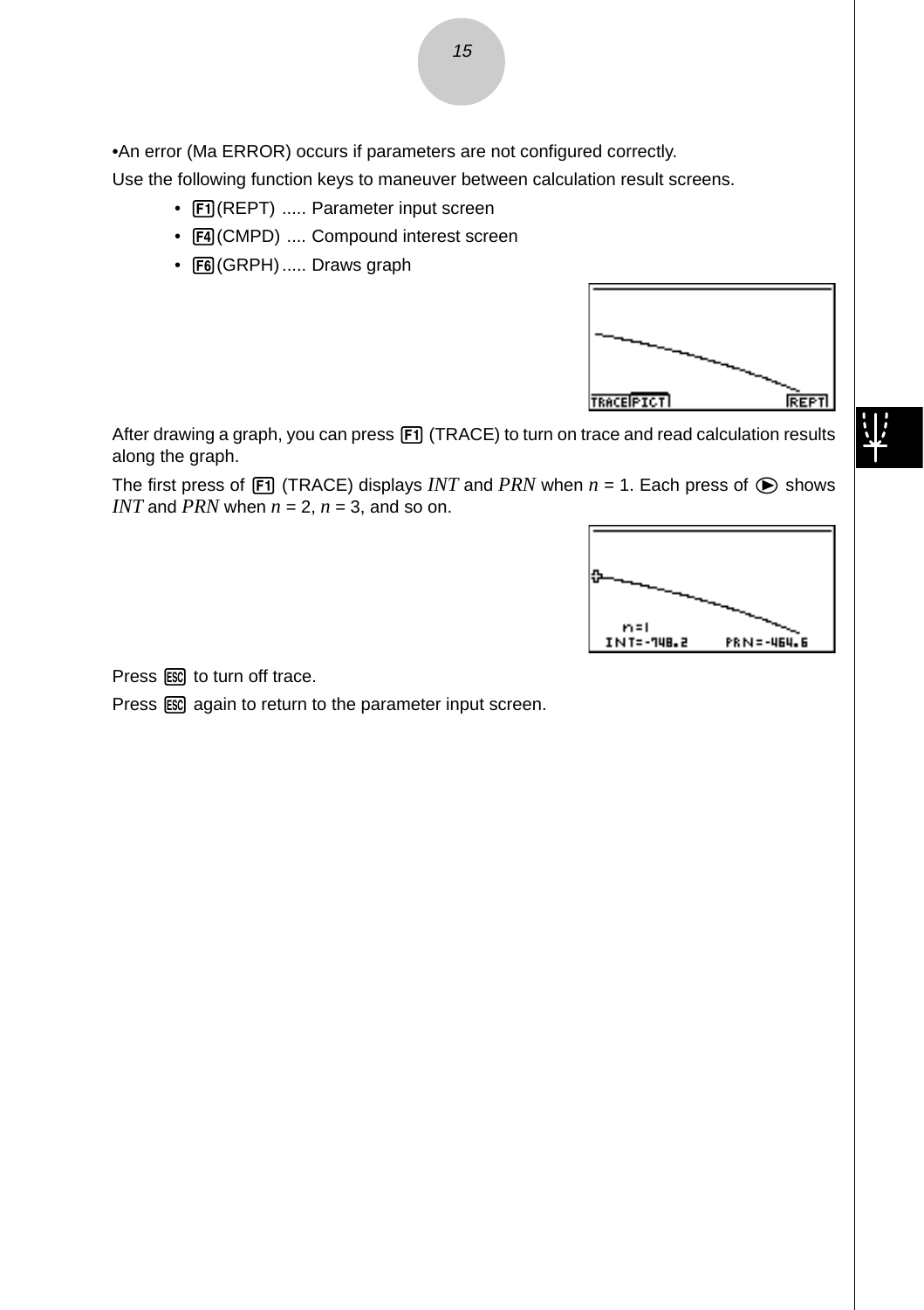•An error (Ma ERROR) occurs if parameters are not configured correctly.

Use the following function keys to maneuver between calculation result screens.

- F1(REPT) ..... Parameter input screen
- F4(CMPD) .... Compound interest screen
- F6(GRPH) ..... Draws graph

After drawing a graph, you can press F1 (TRACE) to turn on trace and read calculation results along the graph.

The first press of F1 (TRACE) displays *INT* and *PRN* when $n$ = 1. Each press of ▶ shows *INT* and *PRN* when $n$ = 2, $n$ = 3, and so on.

Press ESC to turn off trace.

Press ESC again to return to the parameter input screen.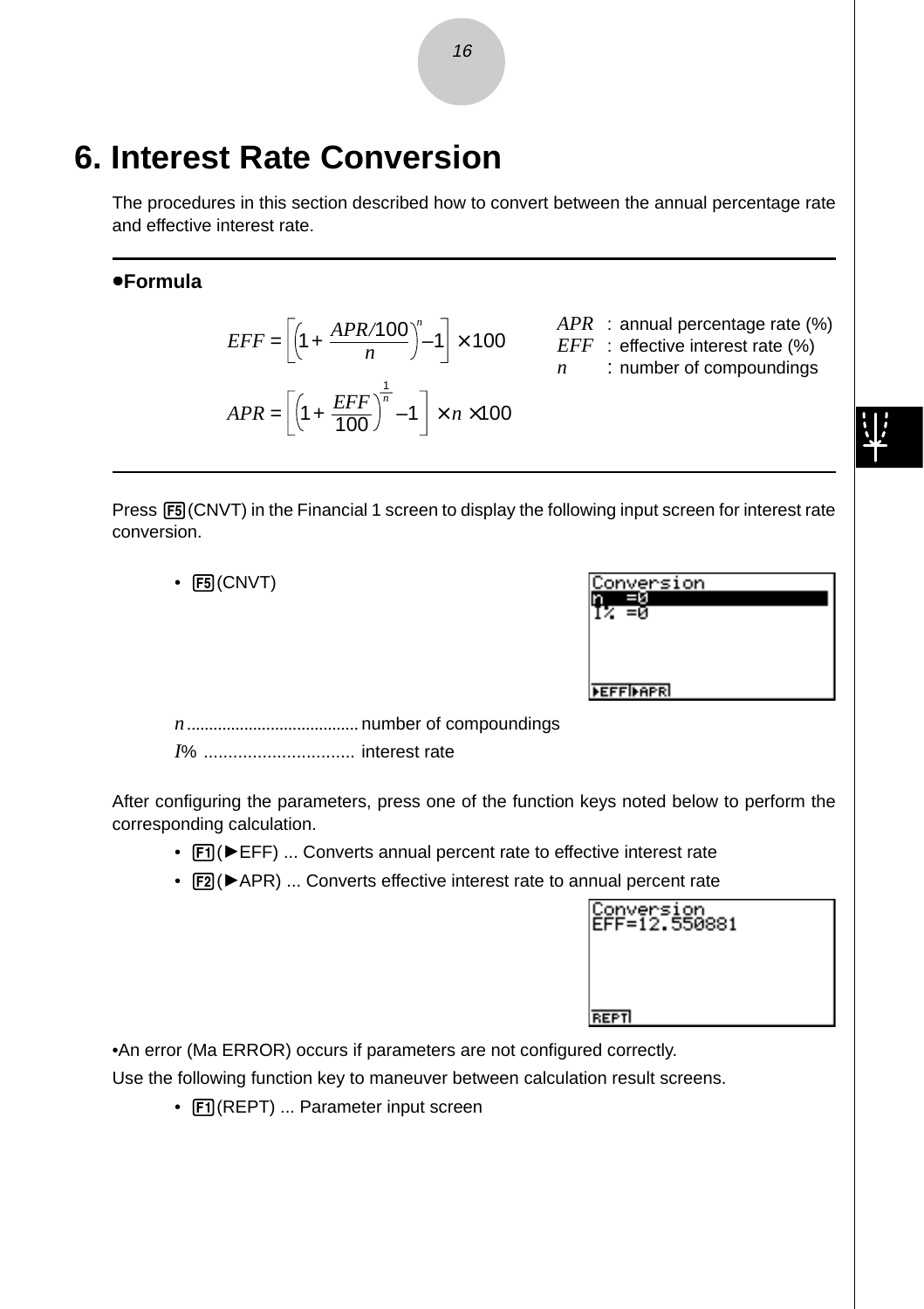# 6. Interest Rate Conversion

The procedures in this section described how to convert between the annual percentage rate and effective interest rate.

---

**●Formula**

$$EFF = \left[\left(1 + \frac{APR/100}{n}\right)^{n} - 1\right] \times 100$$

$$APR = \left[\left(1 + \frac{EFF}{100}\right)^{\frac{1}{n}} - 1\right] \times n \times 100$$

$APR$ : annual percentage rate (%)
$EFF$ : effective interest rate (%)
$n$ : number of compoundings

---

Press F5(CNVT) in the Financial 1 screen to display the following input screen for interest rate conversion.

- F5(CNVT)

```
Conversion
n  =0
I% =0

▶EFF▶APR
```

$n$ ...................................... number of compoundings

$I$% .............................. interest rate

After configuring the parameters, press one of the function keys noted below to perform the corresponding calculation.

- F1(►EFF) ... Converts annual percent rate to effective interest rate
- F2(►APR) ... Converts effective interest rate to annual percent rate

```
Conversion
EFF=12.550881

REPT
```

•An error (Ma ERROR) occurs if parameters are not configured correctly.

Use the following function key to maneuver between calculation result screens.

- F1(REPT) ... Parameter input screen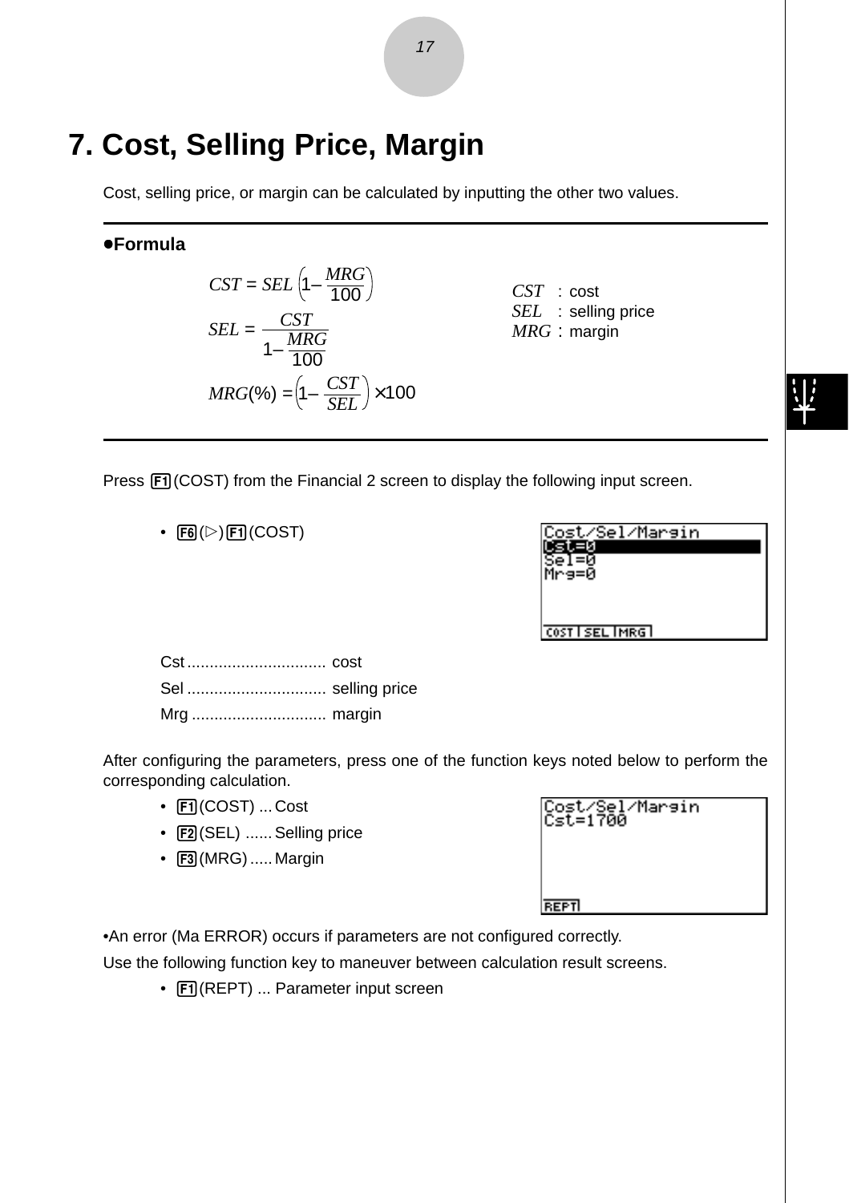# 7. Cost, Selling Price, Margin

Cost, selling price, or margin can be calculated by inputting the other two values.

---

**●Formula**

$$CST = SEL\left(1 - \frac{MRG}{100}\right)$$

$$SEL = \frac{CST}{1 - \frac{MRG}{100}}$$

$$MRG(\%) = \left(1 - \frac{CST}{SEL}\right) \times 100$$

$CST$ : cost
$SEL$ : selling price
$MRG$ : margin

---

Press F1(COST) from the Financial 2 screen to display the following input screen.

- F6(▷) F1(COST)

```
Cost/Sel/Margin
Cst=0
Sel=0
Mrg=0
COST | SEL | MRG
```

Cst ............................... cost
Sel ............................... selling price
Mrg .............................. margin

After configuring the parameters, press one of the function keys noted below to perform the corresponding calculation.

- F1(COST) ... Cost
- F2(SEL) ...... Selling price
- F3(MRG) ..... Margin

```
Cost/Sel/Margin
Cst=1700
REPT
```

•An error (Ma ERROR) occurs if parameters are not configured correctly.

Use the following function key to maneuver between calculation result screens.

- F1(REPT) ... Parameter input screen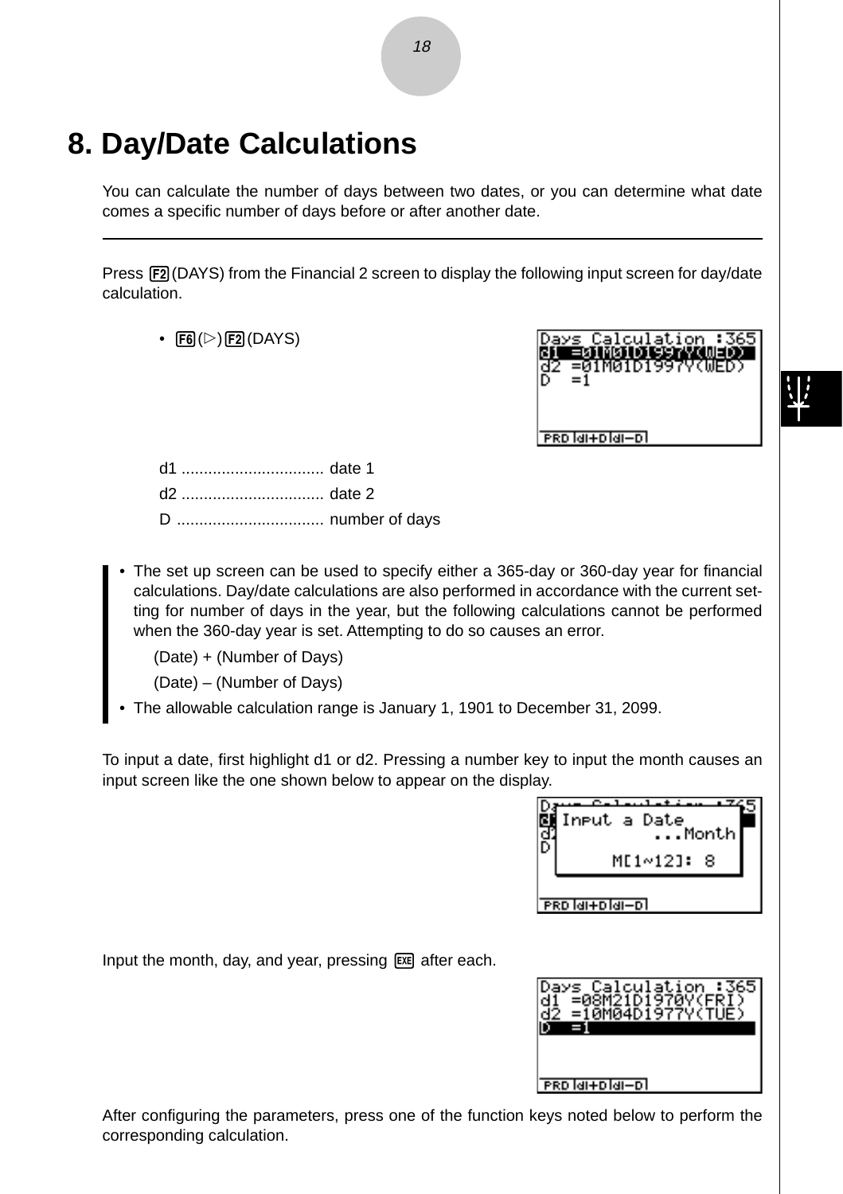# 8. Day/Date Calculations

You can calculate the number of days between two dates, or you can determine what date comes a specific number of days before or after another date.

---

Press F2(DAYS) from the Financial 2 screen to display the following input screen for day/date calculation.

- F6(▷) F2(DAYS)

d1 ................................ date 1

d2 ................................ date 2

D ................................. number of days

- The set up screen can be used to specify either a 365-day or 360-day year for financial calculations. Day/date calculations are also performed in accordance with the current setting for number of days in the year, but the following calculations cannot be performed when the 360-day year is set. Attempting to do so causes an error.

  (Date) + (Number of Days)

  (Date) – (Number of Days)
- The allowable calculation range is January 1, 1901 to December 31, 2099.

To input a date, first highlight d1 or d2. Pressing a number key to input the month causes an input screen like the one shown below to appear on the display.

Input the month, day, and year, pressing EXE after each.

After configuring the parameters, press one of the function keys noted below to perform the corresponding calculation.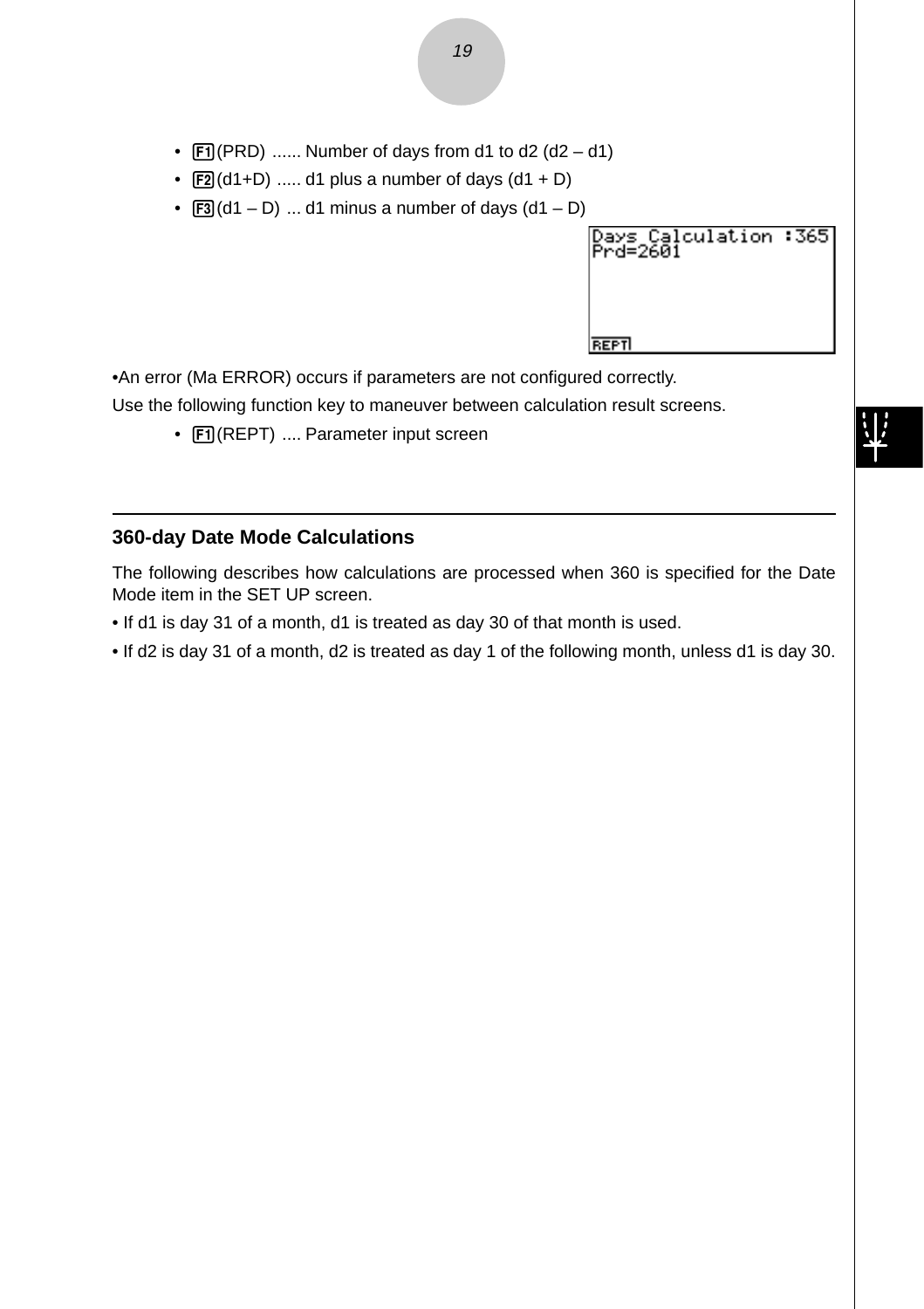- F1(PRD) ...... Number of days from d1 to d2 (d2 – d1)
- F2(d1+D) ..... d1 plus a number of days (d1 + D)
- F3(d1 – D) ... d1 minus a number of days (d1 – D)

```
Days Calculation :365
Prd=2601

REPT
```

•An error (Ma ERROR) occurs if parameters are not configured correctly.

Use the following function key to maneuver between calculation result screens.

- F1(REPT) .... Parameter input screen

---

### 360-day Date Mode Calculations

The following describes how calculations are processed when 360 is specified for the Date Mode item in the SET UP screen.

• If d1 is day 31 of a month, d1 is treated as day 30 of that month is used.

• If d2 is day 31 of a month, d2 is treated as day 1 of the following month, unless d1 is day 30.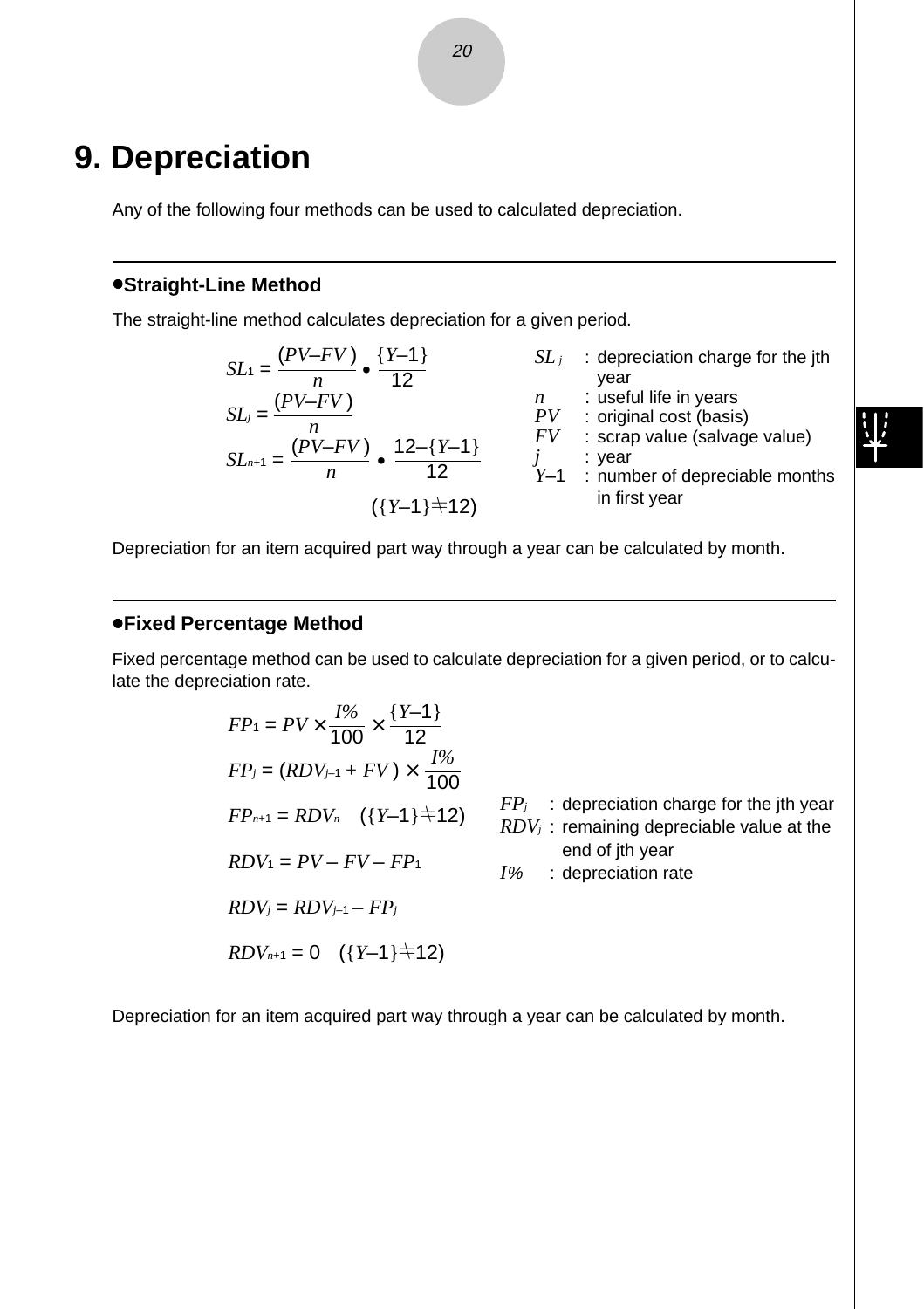# 9. Depreciation

Any of the following four methods can be used to calculated depreciation.

---

## •Straight-Line Method

The straight-line method calculates depreciation for a given period.

$$SL_1 = \frac{(PV - FV)}{n} \bullet \frac{\{Y-1\}}{12}$$

$$SL_j = \frac{(PV - FV)}{n}$$

$$SL_{n+1} = \frac{(PV - FV)}{n} \bullet \frac{12 - \{Y-1\}}{12} \quad (\{Y-1\} \neq 12)$$

$SL_j$ : depreciation charge for the jth year
$n$ : useful life in years
$PV$ : original cost (basis)
$FV$ : scrap value (salvage value)
$j$ : year
$Y-1$ : number of depreciable months in first year

Depreciation for an item acquired part way through a year can be calculated by month.

---

## •Fixed Percentage Method

Fixed percentage method can be used to calculate depreciation for a given period, or to calculate the depreciation rate.

$$FP_1 = PV \times \frac{I\%}{100} \times \frac{\{Y-1\}}{12}$$

$$FP_j = (RDV_{j-1} + FV) \times \frac{I\%}{100}$$

$$FP_{n+1} = RDV_n \quad (\{Y-1\} \neq 12)$$

$$RDV_1 = PV - FV - FP_1$$

$$RDV_j = RDV_{j-1} - FP_j$$

$$RDV_{n+1} = 0 \quad (\{Y-1\} \neq 12)$$

$FP_j$ : depreciation charge for the jth year
$RDV_j$ : remaining depreciable value at the end of jth year
$I\%$ : depreciation rate

Depreciation for an item acquired part way through a year can be calculated by month.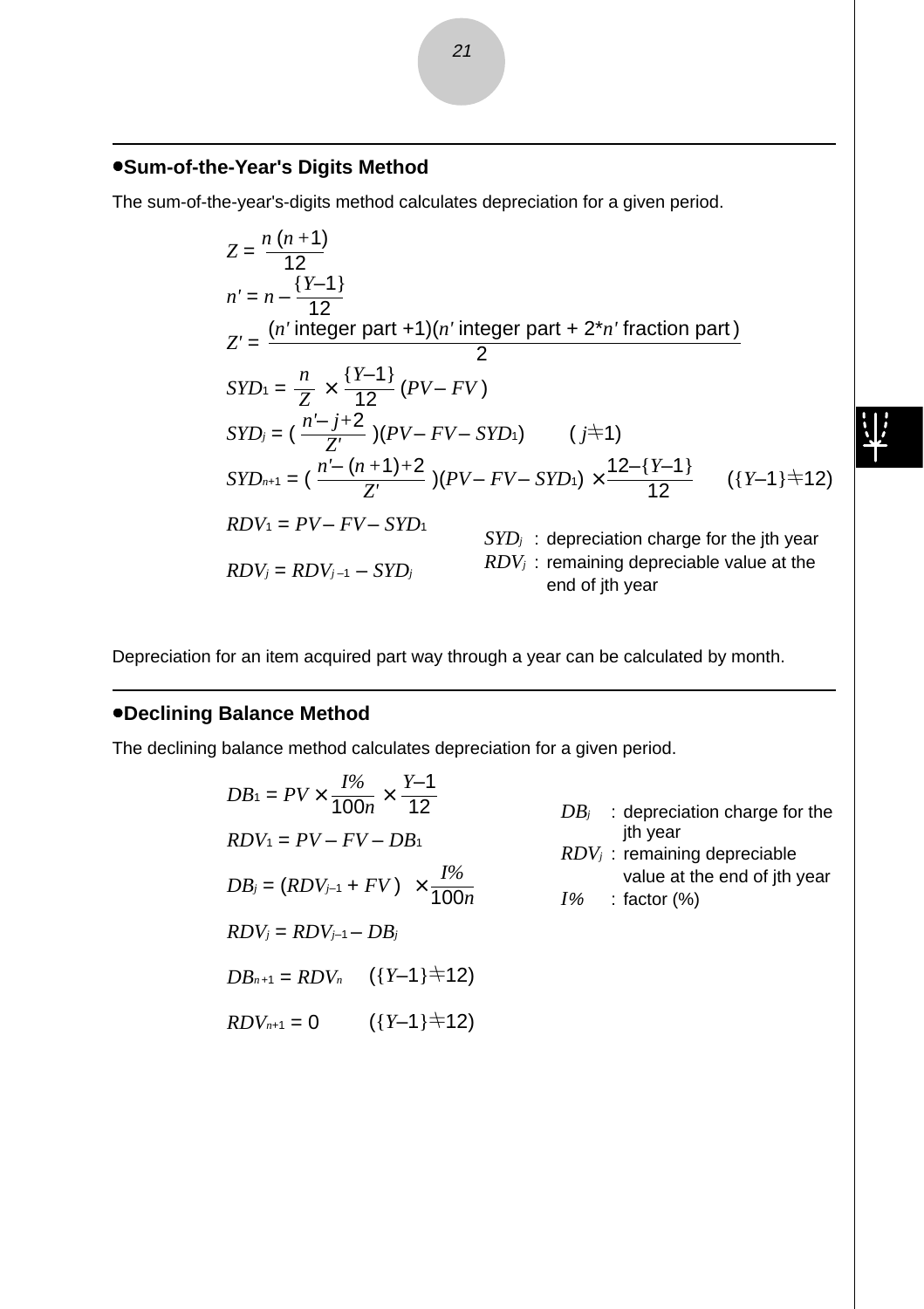## •Sum-of-the-Year's Digits Method

The sum-of-the-year's-digits method calculates depreciation for a given period.

$$Z = \frac{n\,(n+1)}{12}$$

$$n' = n - \frac{\{Y\text{–}1\}}{12}$$

$$Z' = \frac{(n' \text{ integer part } +1)(n' \text{ integer part } + 2 * n' \text{ fraction part})}{2}$$

$$SYD_1 = \frac{n}{Z} \times \frac{\{Y\text{–}1\}}{12}\,(PV - FV)$$

$$SYD_j = \left(\frac{n' - j + 2}{Z'}\right)(PV - FV - SYD_1) \qquad (j \neq 1)$$

$$SYD_{n+1} = \left(\frac{n' - (n+1) + 2}{Z'}\right)(PV - FV - SYD_1) \times \frac{12 - \{Y\text{–}1\}}{12} \qquad (\{Y\text{–}1\} \neq 12)$$

$$RDV_1 = PV - FV - SYD_1$$

$$RDV_j = RDV_{j-1} - SYD_j$$

$SYD_j$ : depreciation charge for the jth year
$RDV_j$ : remaining depreciable value at the end of jth year

Depreciation for an item acquired part way through a year can be calculated by month.

## •Declining Balance Method

The declining balance method calculates depreciation for a given period.

$$DB_1 = PV \times \frac{I\%}{100n} \times \frac{Y\text{–}1}{12}$$

$$RDV_1 = PV - FV - DB_1$$

$$DB_j = (RDV_{j-1} + FV) \times \frac{I\%}{100n}$$

$$RDV_j = RDV_{j-1} - DB_j$$

$$DB_{n+1} = RDV_n \qquad (\{Y\text{–}1\} \neq 12)$$

$$RDV_{n+1} = 0 \qquad (\{Y\text{–}1\} \neq 12)$$

$DB_j$ : depreciation charge for the jth year
$RDV_j$ : remaining depreciable value at the end of jth year
$I\%$ : factor (%)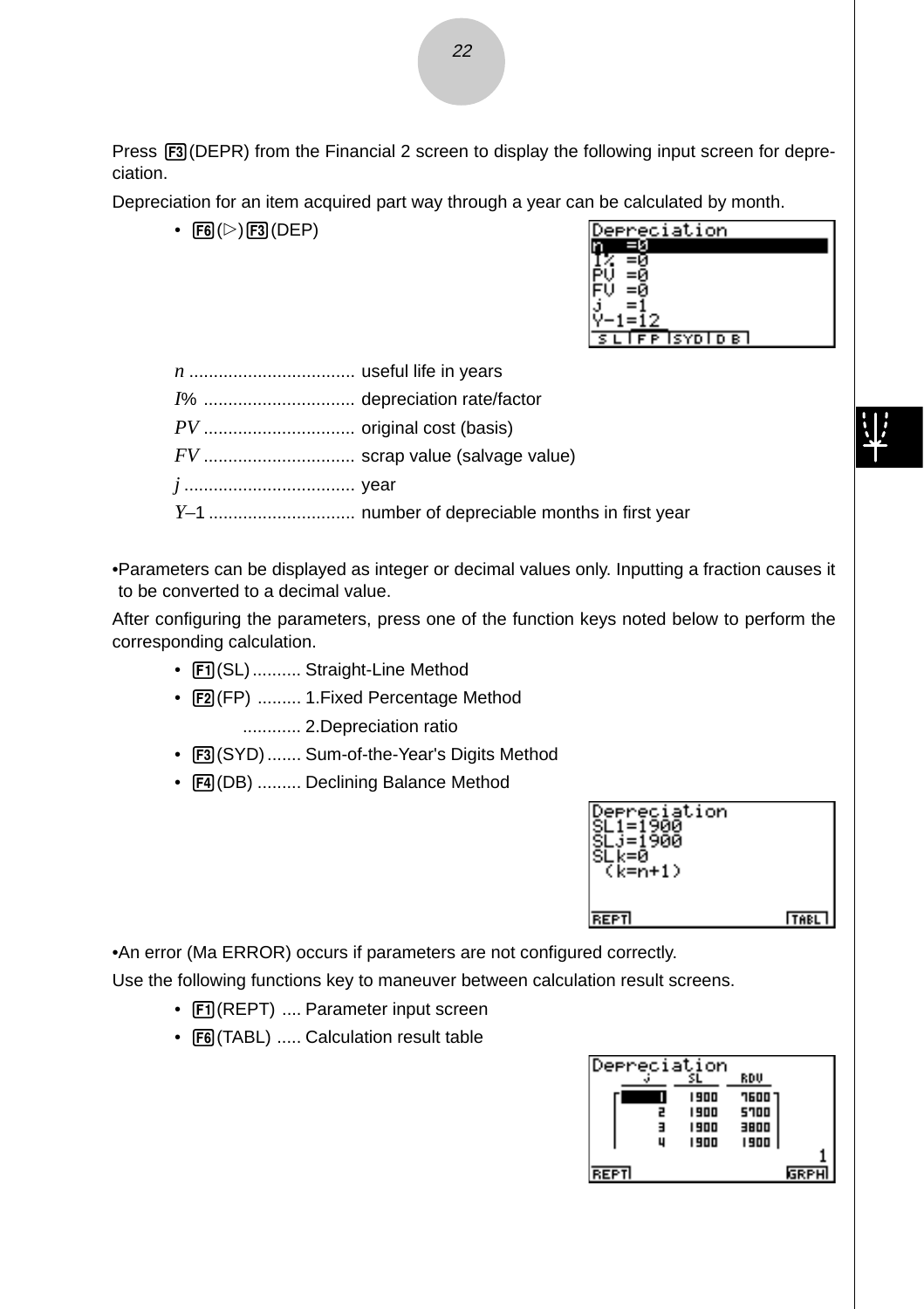Press F3(DEPR) from the Financial 2 screen to display the following input screen for depreciation.

Depreciation for an item acquired part way through a year can be calculated by month.

- F6(▷) F3(DEP)

*n* .................................. useful life in years

*I*% ............................... depreciation rate/factor

*PV* ............................... original cost (basis)

*FV* ............................... scrap value (salvage value)

*j* ................................... year

*Y*–1 ............................. number of depreciable months in first year

•Parameters can be displayed as integer or decimal values only. Inputting a fraction causes it to be converted to a decimal value.

After configuring the parameters, press one of the function keys noted below to perform the corresponding calculation.

- F1(SL) .......... Straight-Line Method
- F2(FP) ......... 1.Fixed Percentage Method
  ............ 2.Depreciation ratio
- F3(SYD) ....... Sum-of-the-Year's Digits Method
- F4(DB) ......... Declining Balance Method

•An error (Ma ERROR) occurs if parameters are not configured correctly.

Use the following functions key to maneuver between calculation result screens.

- F1(REPT) .... Parameter input screen
- F6(TABL) ..... Calculation result table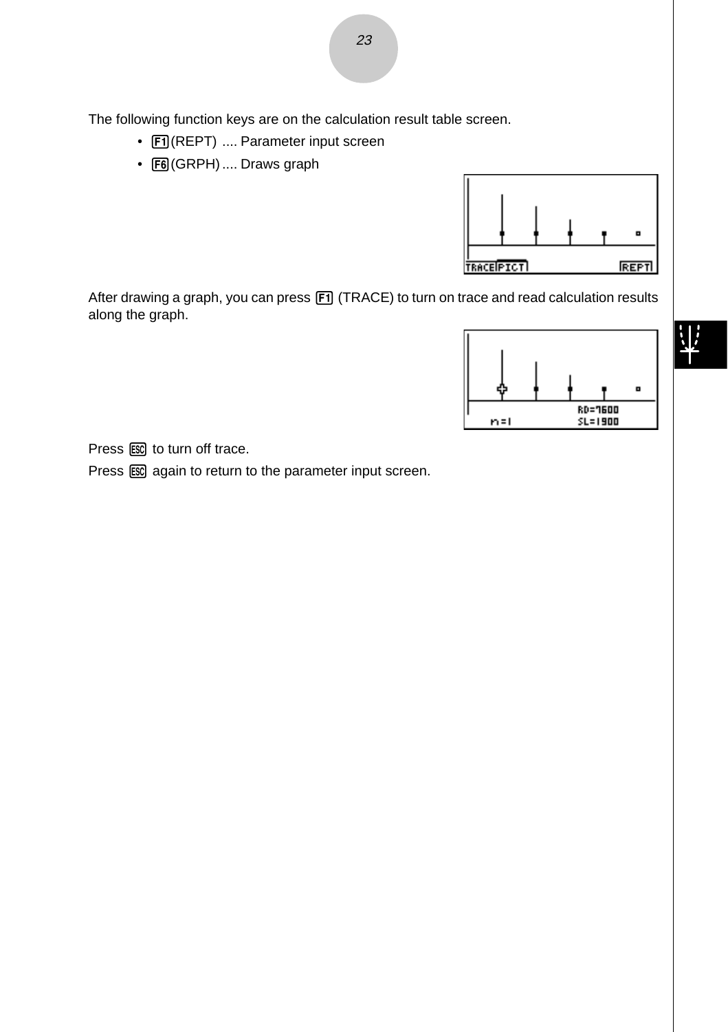The following function keys are on the calculation result table screen.

- F1(REPT) .... Parameter input screen
- F6(GRPH) .... Draws graph

After drawing a graph, you can press F1 (TRACE) to turn on trace and read calculation results along the graph.

Press ESC to turn off trace.

Press ESC again to return to the parameter input screen.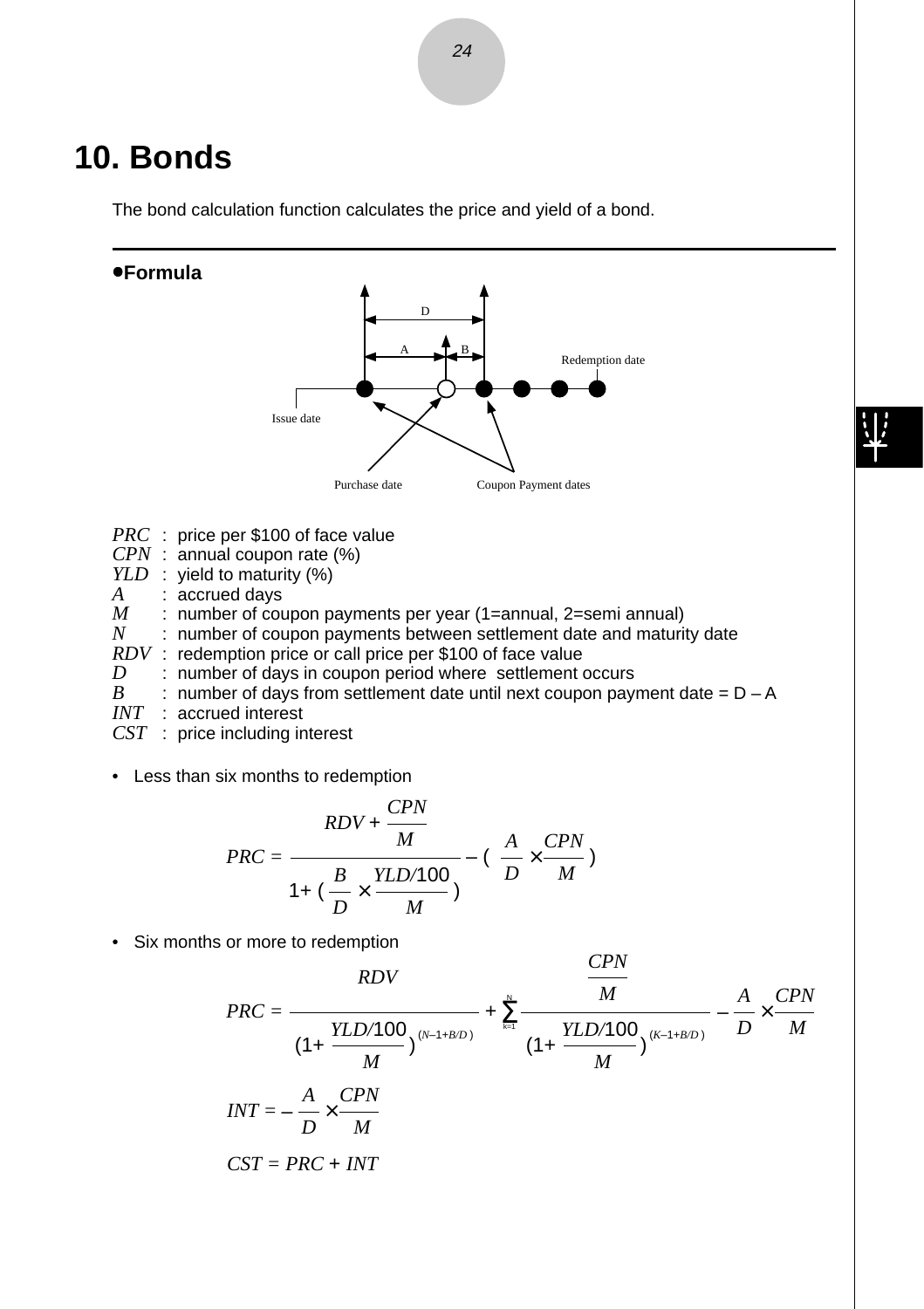# 10. Bonds

The bond calculation function calculates the price and yield of a bond.

**•Formula**

D

A B

Redemption date

Issue date

Purchase date Coupon Payment dates

$PRC$ : price per \$100 of face value
$CPN$ : annual coupon rate (%)
$YLD$ : yield to maturity (%)
$A$ : accrued days
$M$ : number of coupon payments per year (1=annual, 2=semi annual)
$N$ : number of coupon payments between settlement date and maturity date
$RDV$ : redemption price or call price per \$100 of face value
$D$ : number of days in coupon period where settlement occurs
$B$ : number of days from settlement date until next coupon payment date = D – A
$INT$ : accrued interest
$CST$ : price including interest

- Less than six months to redemption

$$PRC = \frac{RDV + \dfrac{CPN}{M}}{1 + \left(\dfrac{B}{D} \times \dfrac{YLD/100}{M}\right)} - \left(\frac{A}{D} \times \frac{CPN}{M}\right)$$

- Six months or more to redemption

$$PRC = \frac{RDV}{\left(1 + \dfrac{YLD/100}{M}\right)^{(N-1+B/D)}} + \sum_{k=1}^{N} \frac{\dfrac{CPN}{M}}{\left(1 + \dfrac{YLD/100}{M}\right)^{(K-1+B/D)}} - \frac{A}{D} \times \frac{CPN}{M}$$

$$INT = -\frac{A}{D} \times \frac{CPN}{M}$$

$$CST = PRC + INT$$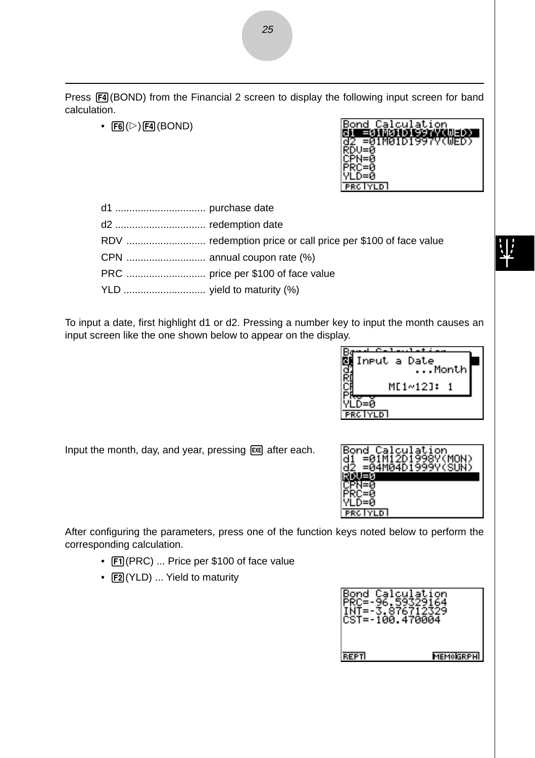Press F4(BOND) from the Financial 2 screen to display the following input screen for band calculation.

- F6(▷)F4(BOND)

d1 ................................ purchase date

d2 ................................ redemption date

RDV ............................ redemption price or call price per $100 of face value

CPN ............................ annual coupon rate (%)

PRC ............................ price per $100 of face value

YLD ............................. yield to maturity (%)

To input a date, first highlight d1 or d2. Pressing a number key to input the month causes an input screen like the one shown below to appear on the display.

Input the month, day, and year, pressing EXE after each.

After configuring the parameters, press one of the function keys noted below to perform the corresponding calculation.

- F1(PRC) ... Price per $100 of face value
- F2(YLD) ... Yield to maturity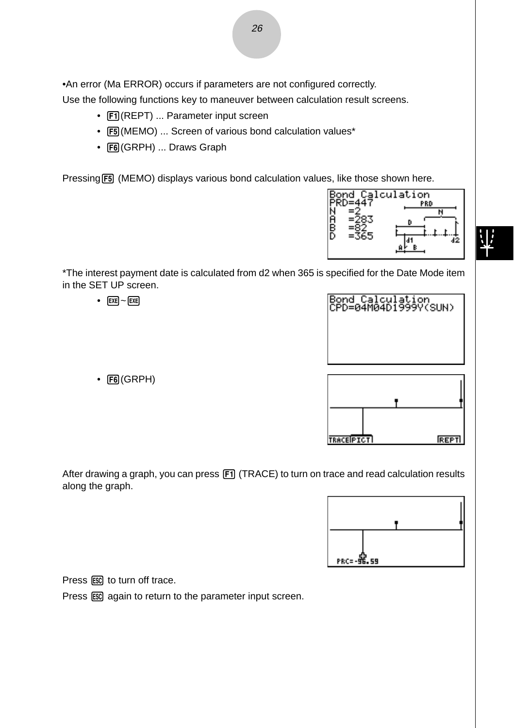•An error (Ma ERROR) occurs if parameters are not configured correctly.

Use the following functions key to maneuver between calculation result screens.

- F1(REPT) ... Parameter input screen
- F5(MEMO) ... Screen of various bond calculation values*
- F6(GRPH) ... Draws Graph

Pressing F5 (MEMO) displays various bond calculation values, like those shown here.

```
Bond Calculation
PRD=447
N  =2
A  =283
B  =82
D  =365
```

*The interest payment date is calculated from d2 when 365 is specified for the Date Mode item in the SET UP screen.

- EXE ~ EXE

```
Bond Calculation
CPD=04M04D1999Y(SUN)
```

- F6(GRPH)

After drawing a graph, you can press F1 (TRACE) to turn on trace and read calculation results along the graph.

```
PRC=-96.59
```

Press ESC to turn off trace.

Press ESC again to return to the parameter input screen.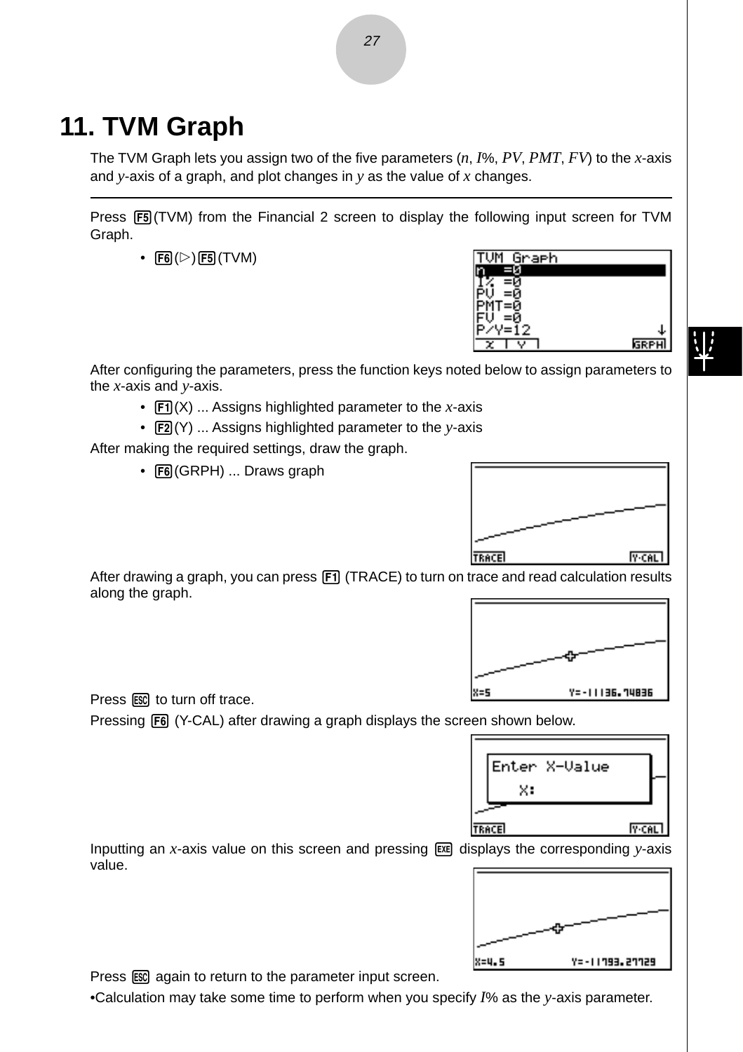# 11. TVM Graph

The TVM Graph lets you assign two of the five parameters ($n$, $I$%, $PV$, $PMT$, $FV$) to the $x$-axis and $y$-axis of a graph, and plot changes in $y$ as the value of $x$ changes.

---

Press F5(TVM) from the Financial 2 screen to display the following input screen for TVM Graph.

- F6(▷) F5(TVM)

After configuring the parameters, press the function keys noted below to assign parameters to the $x$-axis and $y$-axis.

- F1(X) ... Assigns highlighted parameter to the $x$-axis
- F2(Y) ... Assigns highlighted parameter to the $y$-axis

After making the required settings, draw the graph.

- F6(GRPH) ... Draws graph

After drawing a graph, you can press F1 (TRACE) to turn on trace and read calculation results along the graph.

Press ESC to turn off trace.

Pressing F6 (Y-CAL) after drawing a graph displays the screen shown below.

Inputting an $x$-axis value on this screen and pressing EXE displays the corresponding $y$-axis value.

Press ESC again to return to the parameter input screen.

•Calculation may take some time to perform when you specify $I$% as the $y$-axis parameter.